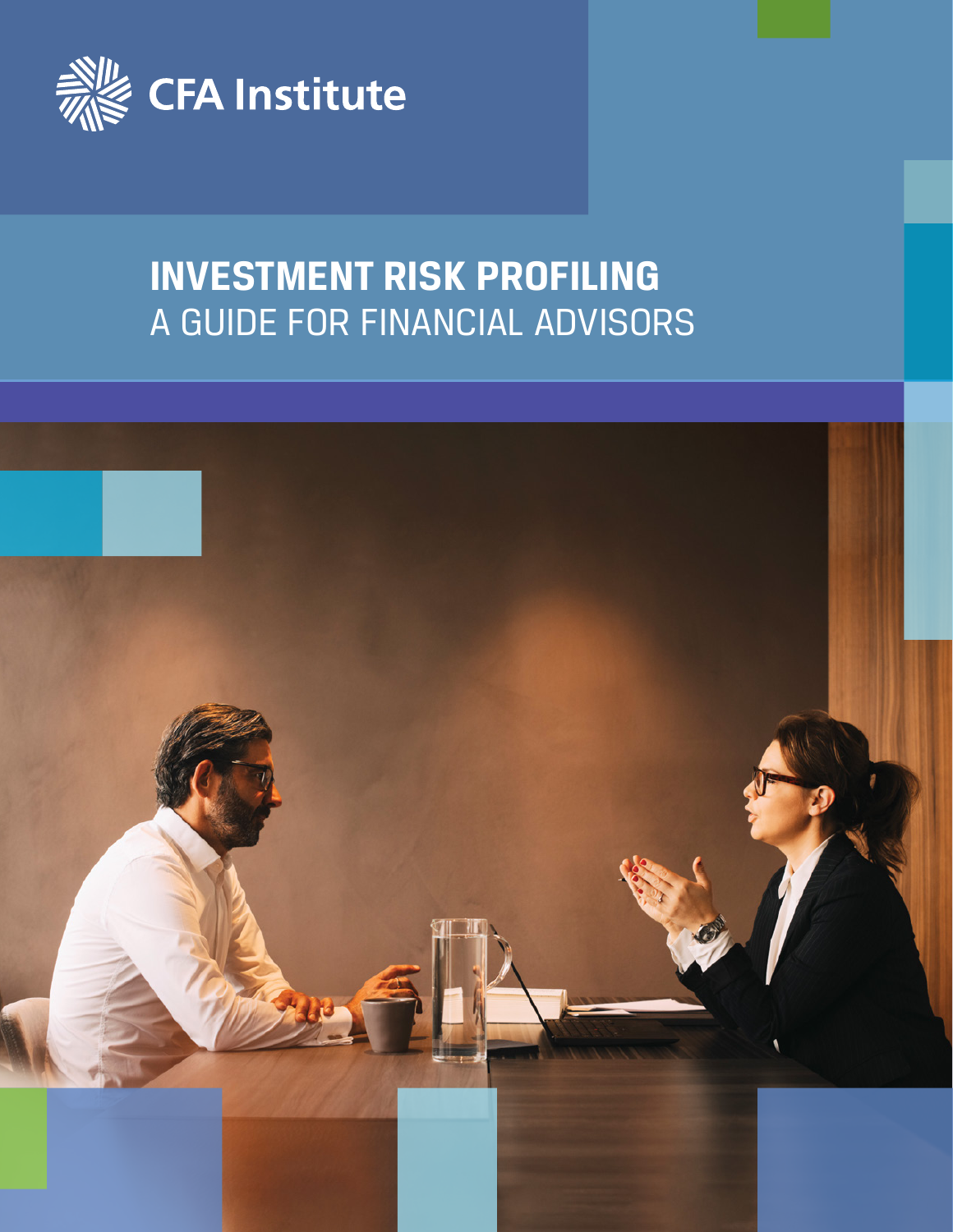CFA Institute

# INVESTMENT RISK PROFILING

## A GUIDE FOR FINANCIAL ADVISORS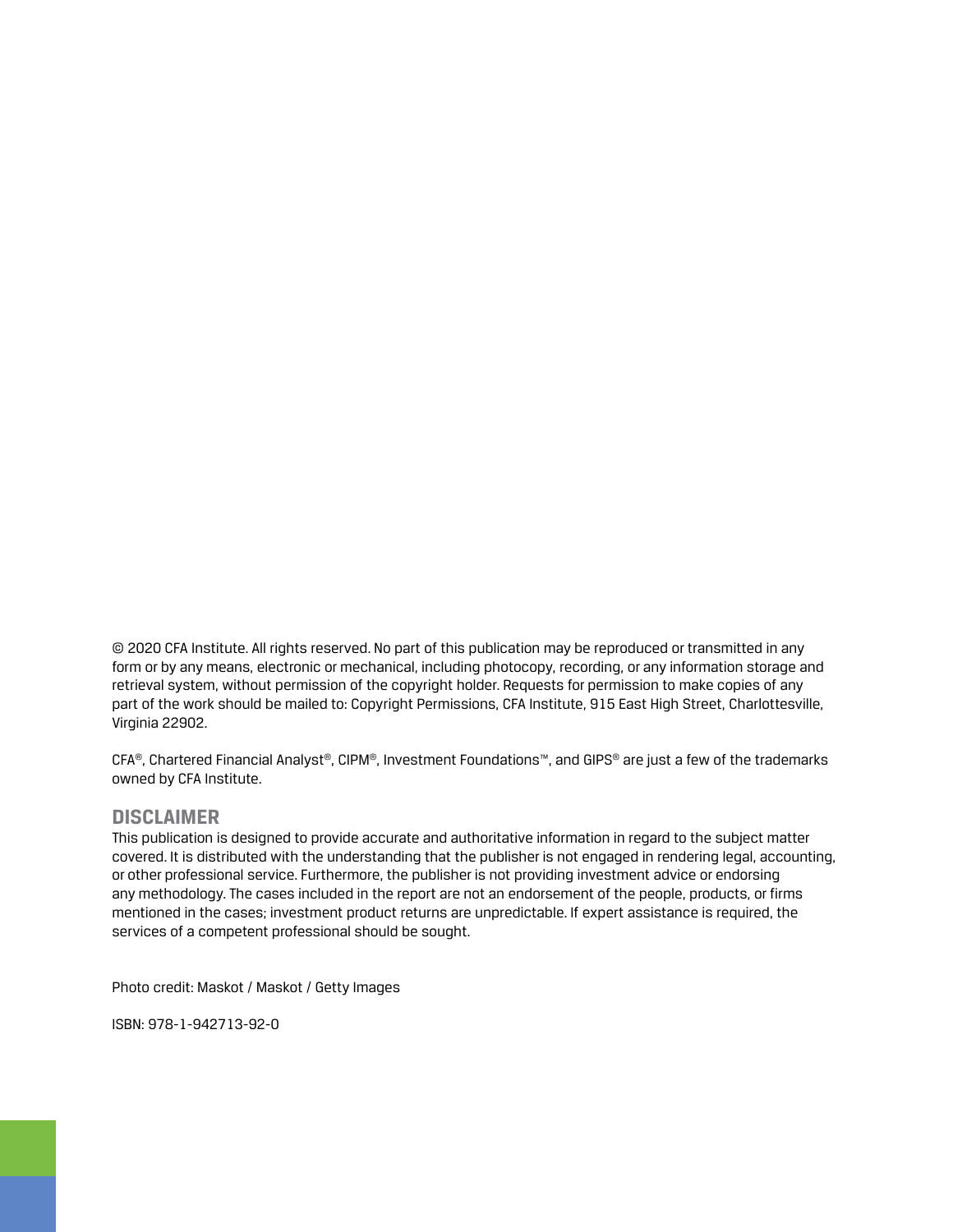© 2020 CFA Institute. All rights reserved. No part of this publication may be reproduced or transmitted in any form or by any means, electronic or mechanical, including photocopy, recording, or any information storage and retrieval system, without permission of the copyright holder. Requests for permission to make copies of any part of the work should be mailed to: Copyright Permissions, CFA Institute, 915 East High Street, Charlottesville, Virginia 22902.

CFA®, Chartered Financial Analyst®, CIPM®, Investment Foundations™, and GIPS® are just a few of the trademarks owned by CFA Institute.

## DISCLAIMER

This publication is designed to provide accurate and authoritative information in regard to the subject matter covered. It is distributed with the understanding that the publisher is not engaged in rendering legal, accounting, or other professional service. Furthermore, the publisher is not providing investment advice or endorsing any methodology. The cases included in the report are not an endorsement of the people, products, or firms mentioned in the cases; investment product returns are unpredictable. If expert assistance is required, the services of a competent professional should be sought.

Photo credit: Maskot / Maskot / Getty Images

ISBN: 978-1-942713-92-0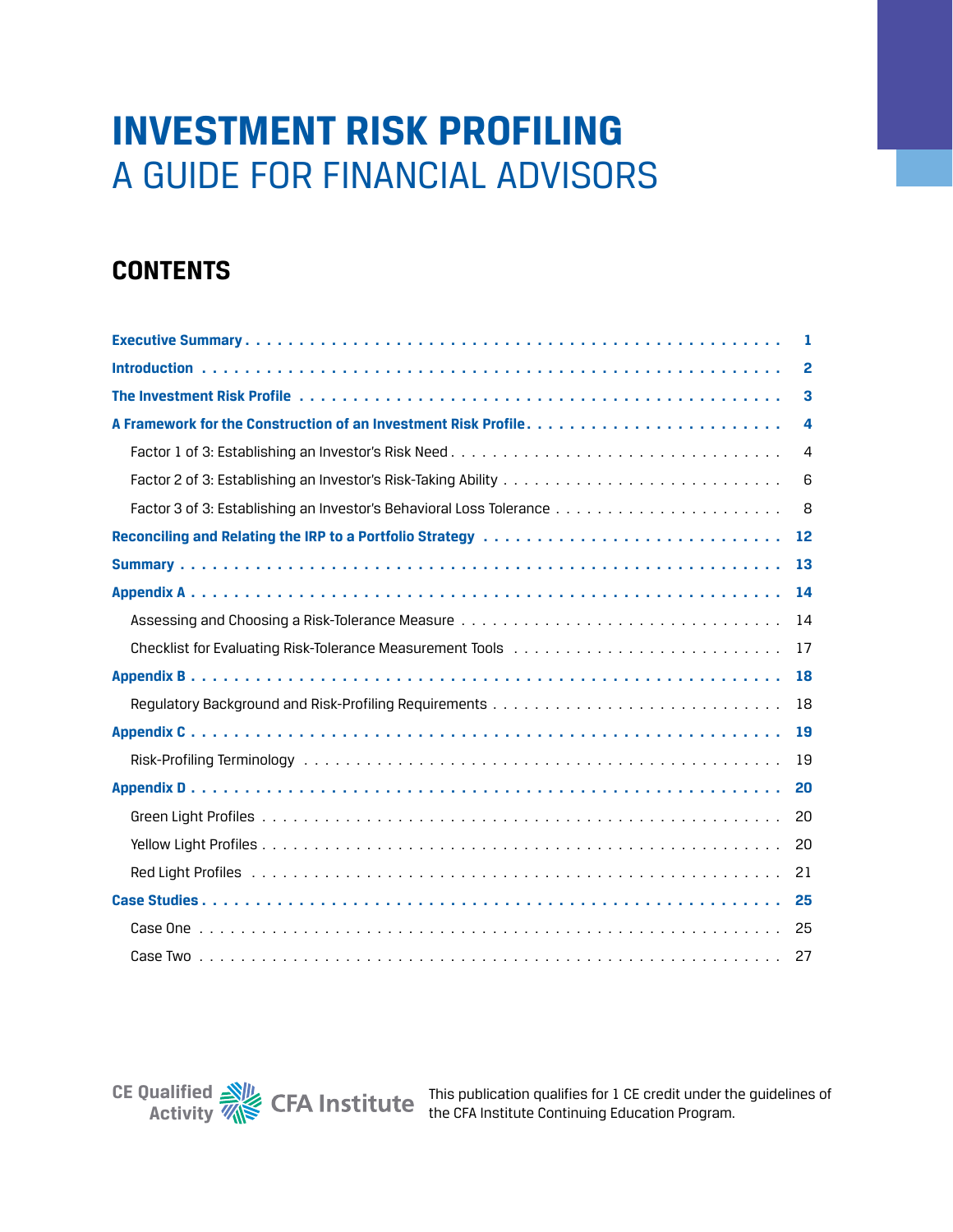# INVESTMENT RISK PROFILING

## A GUIDE FOR FINANCIAL ADVISORS

## CONTENTS

| | |
|---|---|
| **Executive Summary** | **1** |
| **Introduction** | **2** |
| **The Investment Risk Profile** | **3** |
| **A Framework for the Construction of an Investment Risk Profile** | **4** |
| Factor 1 of 3: Establishing an Investor's Risk Need | 4 |
| Factor 2 of 3: Establishing an Investor's Risk-Taking Ability | 6 |
| Factor 3 of 3: Establishing an Investor's Behavioral Loss Tolerance | 8 |
| **Reconciling and Relating the IRP to a Portfolio Strategy** | **12** |
| **Summary** | **13** |
| **Appendix A** | **14** |
| Assessing and Choosing a Risk-Tolerance Measure | 14 |
| Checklist for Evaluating Risk-Tolerance Measurement Tools | 17 |
| **Appendix B** | **18** |
| Regulatory Background and Risk-Profiling Requirements | 18 |
| **Appendix C** | **19** |
| Risk-Profiling Terminology | 19 |
| **Appendix D** | **20** |
| Green Light Profiles | 20 |
| Yellow Light Profiles | 20 |
| Red Light Profiles | 21 |
| **Case Studies** | **25** |
| Case One | 25 |
| Case Two | 27 |

CE Qualified Activity — CFA Institute

This publication qualifies for 1 CE credit under the guidelines of the CFA Institute Continuing Education Program.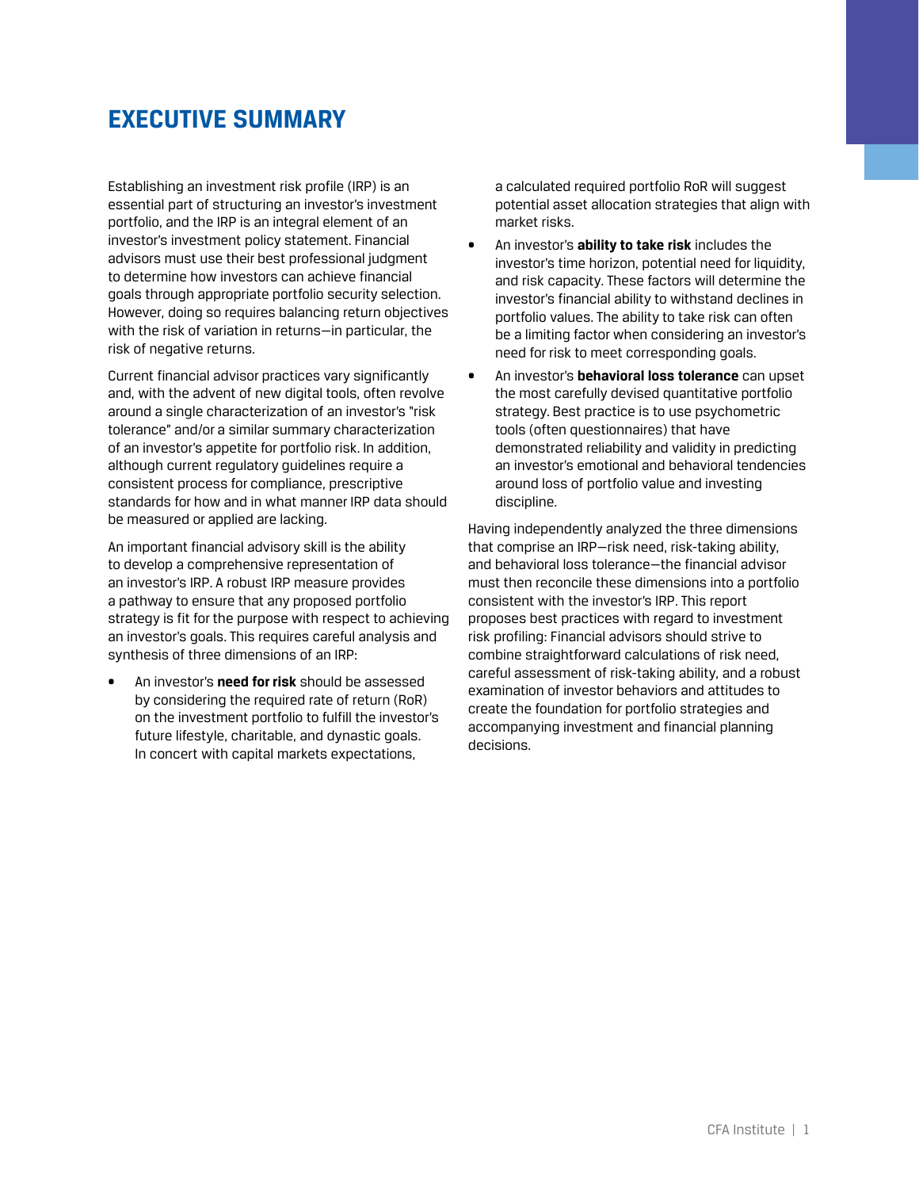# EXECUTIVE SUMMARY

Establishing an investment risk profile (IRP) is an essential part of structuring an investor's investment portfolio, and the IRP is an integral element of an investor's investment policy statement. Financial advisors must use their best professional judgment to determine how investors can achieve financial goals through appropriate portfolio security selection. However, doing so requires balancing return objectives with the risk of variation in returns—in particular, the risk of negative returns.

Current financial advisor practices vary significantly and, with the advent of new digital tools, often revolve around a single characterization of an investor's "risk tolerance" and/or a similar summary characterization of an investor's appetite for portfolio risk. In addition, although current regulatory guidelines require a consistent process for compliance, prescriptive standards for how and in what manner IRP data should be measured or applied are lacking.

An important financial advisory skill is the ability to develop a comprehensive representation of an investor's IRP. A robust IRP measure provides a pathway to ensure that any proposed portfolio strategy is fit for the purpose with respect to achieving an investor's goals. This requires careful analysis and synthesis of three dimensions of an IRP:

- An investor's **need for risk** should be assessed by considering the required rate of return (RoR) on the investment portfolio to fulfill the investor's future lifestyle, charitable, and dynastic goals. In concert with capital markets expectations, a calculated required portfolio RoR will suggest potential asset allocation strategies that align with market risks.
- An investor's **ability to take risk** includes the investor's time horizon, potential need for liquidity, and risk capacity. These factors will determine the investor's financial ability to withstand declines in portfolio values. The ability to take risk can often be a limiting factor when considering an investor's need for risk to meet corresponding goals.
- An investor's **behavioral loss tolerance** can upset the most carefully devised quantitative portfolio strategy. Best practice is to use psychometric tools (often questionnaires) that have demonstrated reliability and validity in predicting an investor's emotional and behavioral tendencies around loss of portfolio value and investing discipline.

Having independently analyzed the three dimensions that comprise an IRP—risk need, risk-taking ability, and behavioral loss tolerance—the financial advisor must then reconcile these dimensions into a portfolio consistent with the investor's IRP. This report proposes best practices with regard to investment risk profiling: Financial advisors should strive to combine straightforward calculations of risk need, careful assessment of risk-taking ability, and a robust examination of investor behaviors and attitudes to create the foundation for portfolio strategies and accompanying investment and financial planning decisions.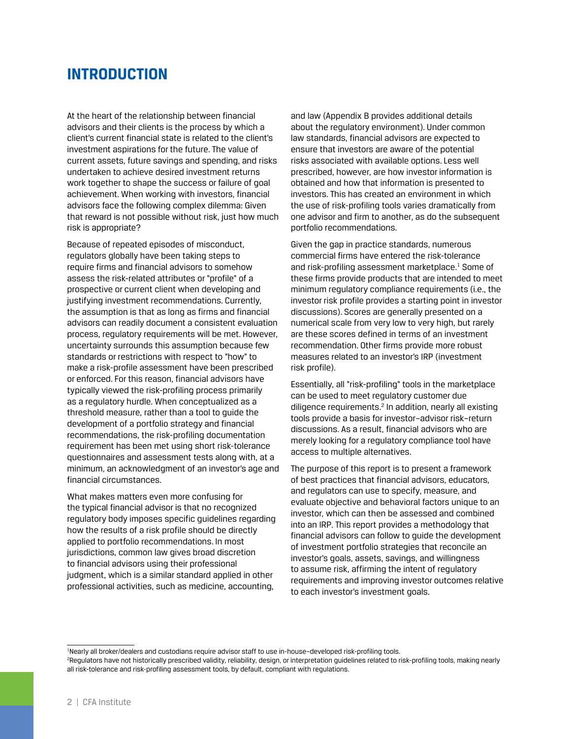# INTRODUCTION

At the heart of the relationship between financial advisors and their clients is the process by which a client's current financial state is related to the client's investment aspirations for the future. The value of current assets, future savings and spending, and risks undertaken to achieve desired investment returns work together to shape the success or failure of goal achievement. When working with investors, financial advisors face the following complex dilemma: Given that reward is not possible without risk, just how much risk is appropriate?

Because of repeated episodes of misconduct, regulators globally have been taking steps to require firms and financial advisors to somehow assess the risk-related attributes or "profile" of a prospective or current client when developing and justifying investment recommendations. Currently, the assumption is that as long as firms and financial advisors can readily document a consistent evaluation process, regulatory requirements will be met. However, uncertainty surrounds this assumption because few standards or restrictions with respect to "how" to make a risk-profile assessment have been prescribed or enforced. For this reason, financial advisors have typically viewed the risk-profiling process primarily as a regulatory hurdle. When conceptualized as a threshold measure, rather than a tool to guide the development of a portfolio strategy and financial recommendations, the risk-profiling documentation requirement has been met using short risk-tolerance questionnaires and assessment tests along with, at a minimum, an acknowledgment of an investor's age and financial circumstances.

What makes matters even more confusing for the typical financial advisor is that no recognized regulatory body imposes specific guidelines regarding how the results of a risk profile should be directly applied to portfolio recommendations. In most jurisdictions, common law gives broad discretion to financial advisors using their professional judgment, which is a similar standard applied in other professional activities, such as medicine, accounting, and law (Appendix B provides additional details about the regulatory environment). Under common law standards, financial advisors are expected to ensure that investors are aware of the potential risks associated with available options. Less well prescribed, however, are how investor information is obtained and how that information is presented to investors. This has created an environment in which the use of risk-profiling tools varies dramatically from one advisor and firm to another, as do the subsequent portfolio recommendations.

Given the gap in practice standards, numerous commercial firms have entered the risk-tolerance and risk-profiling assessment marketplace.[1] Some of these firms provide products that are intended to meet minimum regulatory compliance requirements (i.e., the investor risk profile provides a starting point in investor discussions). Scores are generally presented on a numerical scale from very low to very high, but rarely are these scores defined in terms of an investment recommendation. Other firms provide more robust measures related to an investor's IRP (investment risk profile).

Essentially, all "risk-profiling" tools in the marketplace can be used to meet regulatory customer due diligence requirements.[2] In addition, nearly all existing tools provide a basis for investor–advisor risk–return discussions. As a result, financial advisors who are merely looking for a regulatory compliance tool have access to multiple alternatives.

The purpose of this report is to present a framework of best practices that financial advisors, educators, and regulators can use to specify, measure, and evaluate objective and behavioral factors unique to an investor, which can then be assessed and combined into an IRP. This report provides a methodology that financial advisors can follow to guide the development of investment portfolio strategies that reconcile an investor's goals, assets, savings, and willingness to assume risk, affirming the intent of regulatory requirements and improving investor outcomes relative to each investor's investment goals.

---

[1] Nearly all broker/dealers and custodians require advisor staff to use in-house–developed risk-profiling tools.

[2] Regulators have not historically prescribed validity, reliability, design, or interpretation guidelines related to risk-profiling tools, making nearly all risk-tolerance and risk-profiling assessment tools, by default, compliant with regulations.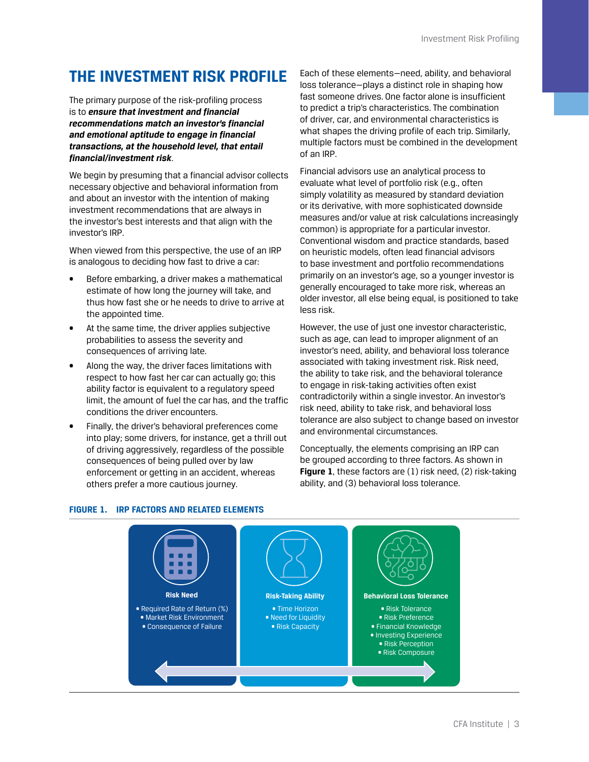## THE INVESTMENT RISK PROFILE

The primary purpose of the risk-profiling process is to ***ensure that investment and financial recommendations match an investor's financial and emotional aptitude to engage in financial transactions, at the household level, that entail financial/investment risk***.

We begin by presuming that a financial advisor collects necessary objective and behavioral information from and about an investor with the intention of making investment recommendations that are always in the investor's best interests and that align with the investor's IRP.

When viewed from this perspective, the use of an IRP is analogous to deciding how fast to drive a car:

- Before embarking, a driver makes a mathematical estimate of how long the journey will take, and thus how fast she or he needs to drive to arrive at the appointed time.
- At the same time, the driver applies subjective probabilities to assess the severity and consequences of arriving late.
- Along the way, the driver faces limitations with respect to how fast her car can actually go; this ability factor is equivalent to a regulatory speed limit, the amount of fuel the car has, and the traffic conditions the driver encounters.
- Finally, the driver's behavioral preferences come into play; some drivers, for instance, get a thrill out of driving aggressively, regardless of the possible consequences of being pulled over by law enforcement or getting in an accident, whereas others prefer a more cautious journey.

Each of these elements—need, ability, and behavioral loss tolerance—plays a distinct role in shaping how fast someone drives. One factor alone is insufficient to predict a trip's characteristics. The combination of driver, car, and environmental characteristics is what shapes the driving profile of each trip. Similarly, multiple factors must be combined in the development of an IRP.

Financial advisors use an analytical process to evaluate what level of portfolio risk (e.g., often simply volatility as measured by standard deviation or its derivative, with more sophisticated downside measures and/or value at risk calculations increasingly common) is appropriate for a particular investor. Conventional wisdom and practice standards, based on heuristic models, often lead financial advisors to base investment and portfolio recommendations primarily on an investor's age, so a younger investor is generally encouraged to take more risk, whereas an older investor, all else being equal, is positioned to take less risk.

However, the use of just one investor characteristic, such as age, can lead to improper alignment of an investor's need, ability, and behavioral loss tolerance associated with taking investment risk. Risk need, the ability to take risk, and the behavioral tolerance to engage in risk-taking activities often exist contradictorily within a single investor. An investor's risk need, ability to take risk, and behavioral loss tolerance are also subject to change based on investor and environmental circumstances.

Conceptually, the elements comprising an IRP can be grouped according to three factors. As shown in **Figure 1**, these factors are (1) risk need, (2) risk-taking ability, and (3) behavioral loss tolerance.

**FIGURE 1. IRP FACTORS AND RELATED ELEMENTS**

| Risk Need | Risk-Taking Ability | Behavioral Loss Tolerance |
|---|---|---|
| • Required Rate of Return (%) | • Time Horizon | • Risk Tolerance |
| • Market Risk Environment | • Need for Liquidity | • Risk Preference |
| • Consequence of Failure | • Risk Capacity | • Financial Knowledge |
| | | • Investing Experience |
| | | • Risk Perception |
| | | • Risk Composure |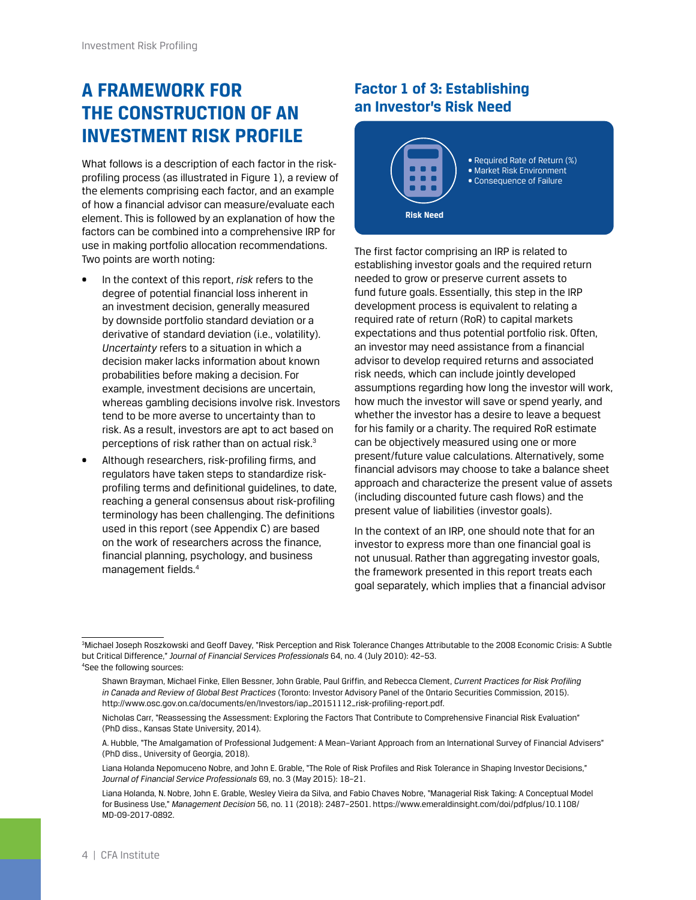# A FRAMEWORK FOR THE CONSTRUCTION OF AN INVESTMENT RISK PROFILE

What follows is a description of each factor in the risk-profiling process (as illustrated in Figure 1), a review of the elements comprising each factor, and an example of how a financial advisor can measure/evaluate each element. This is followed by an explanation of how the factors can be combined into a comprehensive IRP for use in making portfolio allocation recommendations. Two points are worth noting:

- In the context of this report, *risk* refers to the degree of potential financial loss inherent in an investment decision, generally measured by downside portfolio standard deviation or a derivative of standard deviation (i.e., volatility). *Uncertainty* refers to a situation in which a decision maker lacks information about known probabilities before making a decision. For example, investment decisions are uncertain, whereas gambling decisions involve risk. Investors tend to be more averse to uncertainty than to risk. As a result, investors are apt to act based on perceptions of risk rather than on actual risk.[3]
- Although researchers, risk-profiling firms, and regulators have taken steps to standardize risk-profiling terms and definitional guidelines, to date, reaching a general consensus about risk-profiling terminology has been challenging. The definitions used in this report (see Appendix C) are based on the work of researchers across the finance, financial planning, psychology, and business management fields.[4]

## Factor 1 of 3: Establishing an Investor's Risk Need

**Risk Need**

- Required Rate of Return (%)
- Market Risk Environment
- Consequence of Failure

The first factor comprising an IRP is related to establishing investor goals and the required return needed to grow or preserve current assets to fund future goals. Essentially, this step in the IRP development process is equivalent to relating a required rate of return (RoR) to capital markets expectations and thus potential portfolio risk. Often, an investor may need assistance from a financial advisor to develop required returns and associated risk needs, which can include jointly developed assumptions regarding how long the investor will work, how much the investor will save or spend yearly, and whether the investor has a desire to leave a bequest for his family or a charity. The required RoR estimate can be objectively measured using one or more present/future value calculations. Alternatively, some financial advisors may choose to take a balance sheet approach and characterize the present value of assets (including discounted future cash flows) and the present value of liabilities (investor goals).

In the context of an IRP, one should note that for an investor to express more than one financial goal is not unusual. Rather than aggregating investor goals, the framework presented in this report treats each goal separately, which implies that a financial advisor

---

[3] Michael Joseph Roszkowski and Geoff Davey, "Risk Perception and Risk Tolerance Changes Attributable to the 2008 Economic Crisis: A Subtle but Critical Difference," *Journal of Financial Services Professionals* 64, no. 4 (July 2010): 42–53.

[4] See the following sources:

Shawn Brayman, Michael Finke, Ellen Bessner, John Grable, Paul Griffin, and Rebecca Clement, *Current Practices for Risk Profiling in Canada and Review of Global Best Practices* (Toronto: Investor Advisory Panel of the Ontario Securities Commission, 2015). http://www.osc.gov.on.ca/documents/en/Investors/iap_20151112_risk-profiling-report.pdf.

Nicholas Carr, "Reassessing the Assessment: Exploring the Factors That Contribute to Comprehensive Financial Risk Evaluation" (PhD diss., Kansas State University, 2014).

A. Hubble, "The Amalgamation of Professional Judgement: A Mean–Variant Approach from an International Survey of Financial Advisers" (PhD diss., University of Georgia, 2018).

Liana Holanda Nepomuceno Nobre, and John E. Grable, "The Role of Risk Profiles and Risk Tolerance in Shaping Investor Decisions," *Journal of Financial Service Professionals* 69, no. 3 (May 2015): 18–21.

Liana Holanda, N. Nobre, John E. Grable, Wesley Vieira da Silva, and Fabio Chaves Nobre, "Managerial Risk Taking: A Conceptual Model for Business Use," *Management Decision* 56, no. 11 (2018): 2487–2501. https://www.emeraldinsight.com/doi/pdfplus/10.1108/MD-09-2017-0892.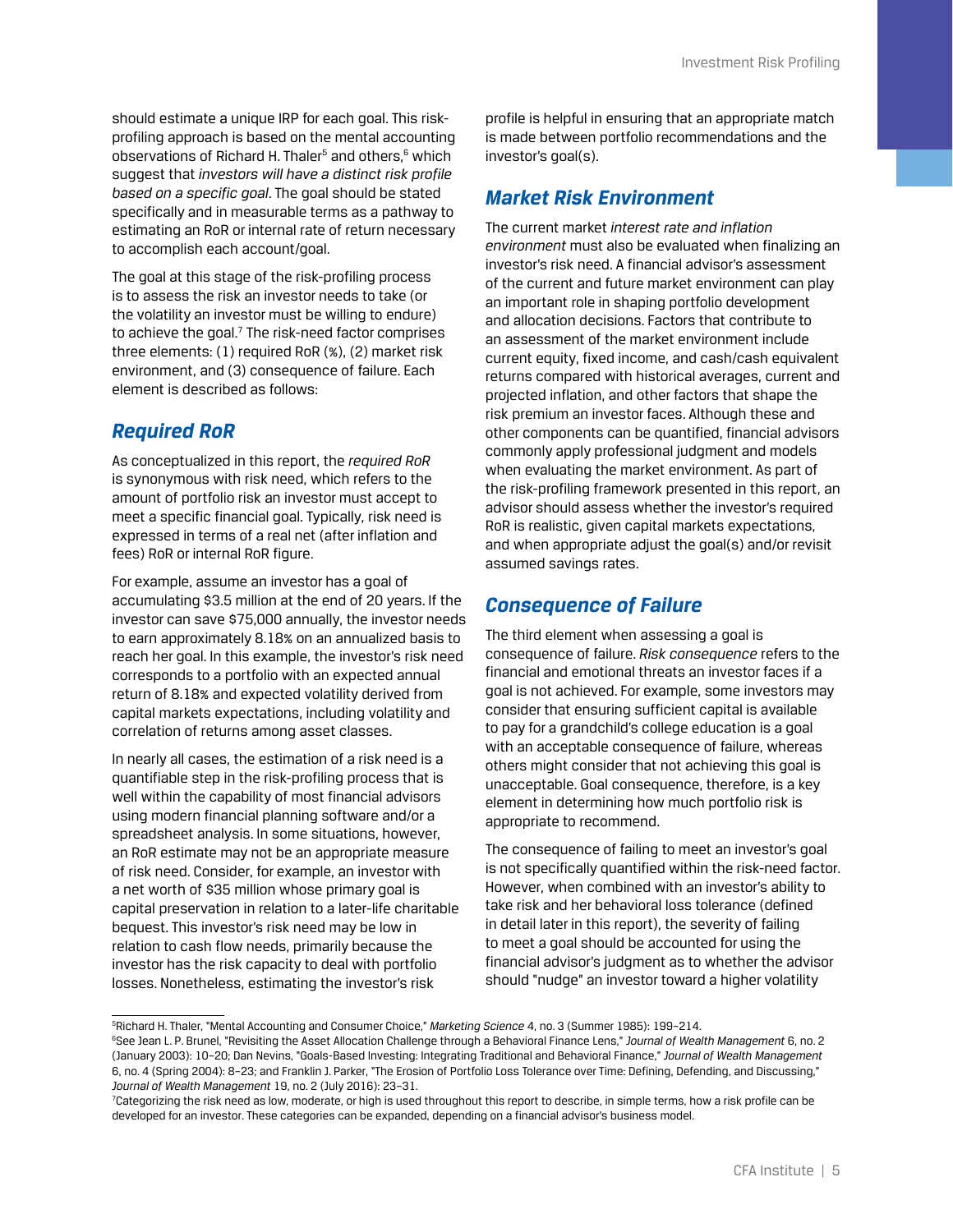should estimate a unique IRP for each goal. This risk-profiling approach is based on the mental accounting observations of Richard H. Thaler[5] and others,[6] which suggest that *investors will have a distinct risk profile based on a specific goal*. The goal should be stated specifically and in measurable terms as a pathway to estimating an RoR or internal rate of return necessary to accomplish each account/goal.

The goal at this stage of the risk-profiling process is to assess the risk an investor needs to take (or the volatility an investor must be willing to endure) to achieve the goal.[7] The risk-need factor comprises three elements: (1) required RoR (%), (2) market risk environment, and (3) consequence of failure. Each element is described as follows:

## Required RoR

As conceptualized in this report, the *required RoR* is synonymous with risk need, which refers to the amount of portfolio risk an investor must accept to meet a specific financial goal. Typically, risk need is expressed in terms of a real net (after inflation and fees) RoR or internal RoR figure.

For example, assume an investor has a goal of accumulating $3.5 million at the end of 20 years. If the investor can save $75,000 annually, the investor needs to earn approximately 8.18% on an annualized basis to reach her goal. In this example, the investor's risk need corresponds to a portfolio with an expected annual return of 8.18% and expected volatility derived from capital markets expectations, including volatility and correlation of returns among asset classes.

In nearly all cases, the estimation of a risk need is a quantifiable step in the risk-profiling process that is well within the capability of most financial advisors using modern financial planning software and/or a spreadsheet analysis. In some situations, however, an RoR estimate may not be an appropriate measure of risk need. Consider, for example, an investor with a net worth of $35 million whose primary goal is capital preservation in relation to a later-life charitable bequest. This investor's risk need may be low in relation to cash flow needs, primarily because the investor has the risk capacity to deal with portfolio losses. Nonetheless, estimating the investor's risk profile is helpful in ensuring that an appropriate match is made between portfolio recommendations and the investor's goal(s).

## Market Risk Environment

The current market *interest rate and inflation environment* must also be evaluated when finalizing an investor's risk need. A financial advisor's assessment of the current and future market environment can play an important role in shaping portfolio development and allocation decisions. Factors that contribute to an assessment of the market environment include current equity, fixed income, and cash/cash equivalent returns compared with historical averages, current and projected inflation, and other factors that shape the risk premium an investor faces. Although these and other components can be quantified, financial advisors commonly apply professional judgment and models when evaluating the market environment. As part of the risk-profiling framework presented in this report, an advisor should assess whether the investor's required RoR is realistic, given capital markets expectations, and when appropriate adjust the goal(s) and/or revisit assumed savings rates.

## Consequence of Failure

The third element when assessing a goal is consequence of failure. *Risk consequence* refers to the financial and emotional threats an investor faces if a goal is not achieved. For example, some investors may consider that ensuring sufficient capital is available to pay for a grandchild's college education is a goal with an acceptable consequence of failure, whereas others might consider that not achieving this goal is unacceptable. Goal consequence, therefore, is a key element in determining how much portfolio risk is appropriate to recommend.

The consequence of failing to meet an investor's goal is not specifically quantified within the risk-need factor. However, when combined with an investor's ability to take risk and her behavioral loss tolerance (defined in detail later in this report), the severity of failing to meet a goal should be accounted for using the financial advisor's judgment as to whether the advisor should "nudge" an investor toward a higher volatility

---

[5] Richard H. Thaler, "Mental Accounting and Consumer Choice," *Marketing Science* 4, no. 3 (Summer 1985): 199–214.

[6] See Jean L. P. Brunel, "Revisiting the Asset Allocation Challenge through a Behavioral Finance Lens," *Journal of Wealth Management* 6, no. 2 (January 2003): 10–20; Dan Nevins, "Goals-Based Investing: Integrating Traditional and Behavioral Finance," *Journal of Wealth Management* 6, no. 4 (Spring 2004): 8–23; and Franklin J. Parker, "The Erosion of Portfolio Loss Tolerance over Time: Defining, Defending, and Discussing," *Journal of Wealth Management* 19, no. 2 (July 2016): 23–31.

[7] Categorizing the risk need as low, moderate, or high is used throughout this report to describe, in simple terms, how a risk profile can be developed for an investor. These categories can be expanded, depending on a financial advisor's business model.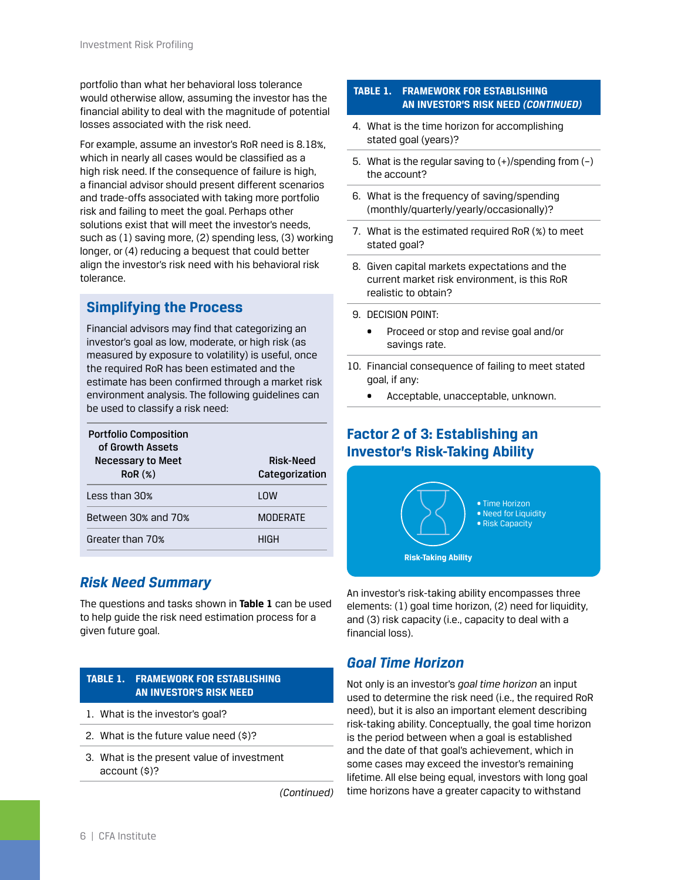portfolio than what her behavioral loss tolerance would otherwise allow, assuming the investor has the financial ability to deal with the magnitude of potential losses associated with the risk need.

For example, assume an investor's RoR need is 8.18%, which in nearly all cases would be classified as a high risk need. If the consequence of failure is high, a financial advisor should present different scenarios and trade-offs associated with taking more portfolio risk and failing to meet the goal. Perhaps other solutions exist that will meet the investor's needs, such as (1) saving more, (2) spending less, (3) working longer, or (4) reducing a bequest that could better align the investor's risk need with his behavioral risk tolerance.

## Simplifying the Process

Financial advisors may find that categorizing an investor's goal as low, moderate, or high risk (as measured by exposure to volatility) is useful, once the required RoR has been estimated and the estimate has been confirmed through a market risk environment analysis. The following guidelines can be used to classify a risk need:

| Portfolio Composition of Growth Assets Necessary to Meet RoR (%) | Risk-Need Categorization |
|---|---|
| Less than 30% | LOW |
| Between 30% and 70% | MODERATE |
| Greater than 70% | HIGH |

### *Risk Need Summary*

The questions and tasks shown in **Table 1** can be used to help guide the risk need estimation process for a given future goal.

**TABLE 1. FRAMEWORK FOR ESTABLISHING AN INVESTOR'S RISK NEED**

1. What is the investor's goal?
2. What is the future value need ($)?
3. What is the present value of investment account ($)?
4. What is the time horizon for accomplishing stated goal (years)?
5. What is the regular saving to (+)/spending from (–) the account?
6. What is the frequency of saving/spending (monthly/quarterly/yearly/occasionally)?
7. What is the estimated required RoR (%) to meet stated goal?
8. Given capital markets expectations and the current market risk environment, is this RoR realistic to obtain?
9. DECISION POINT:
   - Proceed or stop and revise goal and/or savings rate.
10. Financial consequence of failing to meet stated goal, if any:
    - Acceptable, unacceptable, unknown.

## Factor 2 of 3: Establishing an Investor's Risk-Taking Ability

- Time Horizon
- Need for Liquidity
- Risk Capacity

Risk-Taking Ability

An investor's risk-taking ability encompasses three elements: (1) goal time horizon, (2) need for liquidity, and (3) risk capacity (i.e., capacity to deal with a financial loss).

### *Goal Time Horizon*

Not only is an investor's *goal time horizon* an input used to determine the risk need (i.e., the required RoR need), but it is also an important element describing risk-taking ability. Conceptually, the goal time horizon is the period between when a goal is established and the date of that goal's achievement, which in some cases may exceed the investor's remaining lifetime. All else being equal, investors with long goal time horizons have a greater capacity to withstand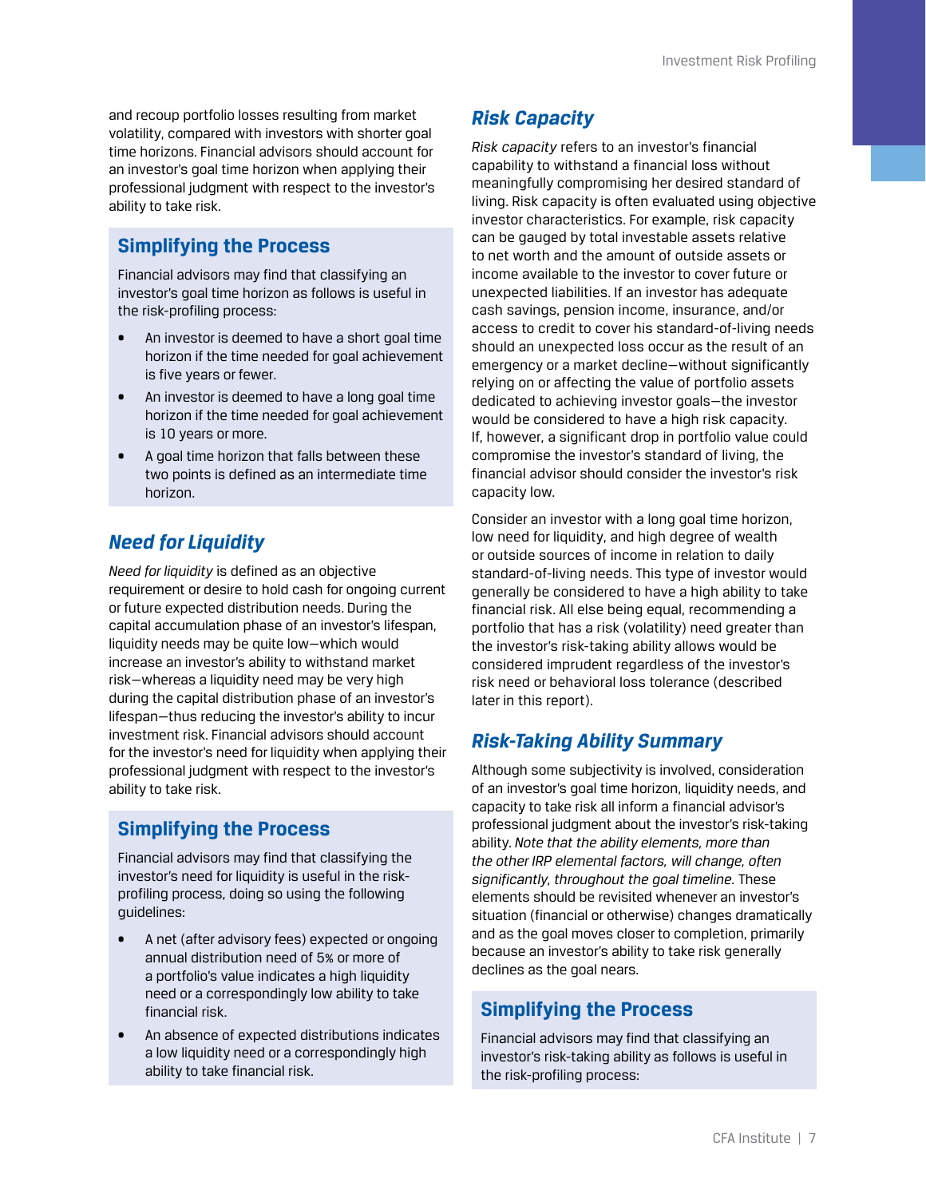and recoup portfolio losses resulting from market volatility, compared with investors with shorter goal time horizons. Financial advisors should account for an investor's goal time horizon when applying their professional judgment with respect to the investor's ability to take risk.

## Simplifying the Process

Financial advisors may find that classifying an investor's goal time horizon as follows is useful in the risk-profiling process:

- An investor is deemed to have a short goal time horizon if the time needed for goal achievement is five years or fewer.
- An investor is deemed to have a long goal time horizon if the time needed for goal achievement is 10 years or more.
- A goal time horizon that falls between these two points is defined as an intermediate time horizon.

### *Need for Liquidity*

*Need for liquidity* is defined as an objective requirement or desire to hold cash for ongoing current or future expected distribution needs. During the capital accumulation phase of an investor's lifespan, liquidity needs may be quite low—which would increase an investor's ability to withstand market risk—whereas a liquidity need may be very high during the capital distribution phase of an investor's lifespan—thus reducing the investor's ability to incur investment risk. Financial advisors should account for the investor's need for liquidity when applying their professional judgment with respect to the investor's ability to take risk.

## Simplifying the Process

Financial advisors may find that classifying the investor's need for liquidity is useful in the risk-profiling process, doing so using the following guidelines:

- A net (after advisory fees) expected or ongoing annual distribution need of 5% or more of a portfolio's value indicates a high liquidity need or a correspondingly low ability to take financial risk.
- An absence of expected distributions indicates a low liquidity need or a correspondingly high ability to take financial risk.

### *Risk Capacity*

*Risk capacity* refers to an investor's financial capability to withstand a financial loss without meaningfully compromising her desired standard of living. Risk capacity is often evaluated using objective investor characteristics. For example, risk capacity can be gauged by total investable assets relative to net worth and the amount of outside assets or income available to the investor to cover future or unexpected liabilities. If an investor has adequate cash savings, pension income, insurance, and/or access to credit to cover his standard-of-living needs should an unexpected loss occur as the result of an emergency or a market decline—without significantly relying on or affecting the value of portfolio assets dedicated to achieving investor goals—the investor would be considered to have a high risk capacity. If, however, a significant drop in portfolio value could compromise the investor's standard of living, the financial advisor should consider the investor's risk capacity low.

Consider an investor with a long goal time horizon, low need for liquidity, and high degree of wealth or outside sources of income in relation to daily standard-of-living needs. This type of investor would generally be considered to have a high ability to take financial risk. All else being equal, recommending a portfolio that has a risk (volatility) need greater than the investor's risk-taking ability allows would be considered imprudent regardless of the investor's risk need or behavioral loss tolerance (described later in this report).

### *Risk-Taking Ability Summary*

Although some subjectivity is involved, consideration of an investor's goal time horizon, liquidity needs, and capacity to take risk all inform a financial advisor's professional judgment about the investor's risk-taking ability. *Note that the ability elements, more than the other IRP elemental factors, will change, often significantly, throughout the goal timeline.* These elements should be revisited whenever an investor's situation (financial or otherwise) changes dramatically and as the goal moves closer to completion, primarily because an investor's ability to take risk generally declines as the goal nears.

## Simplifying the Process

Financial advisors may find that classifying an investor's risk-taking ability as follows is useful in the risk-profiling process: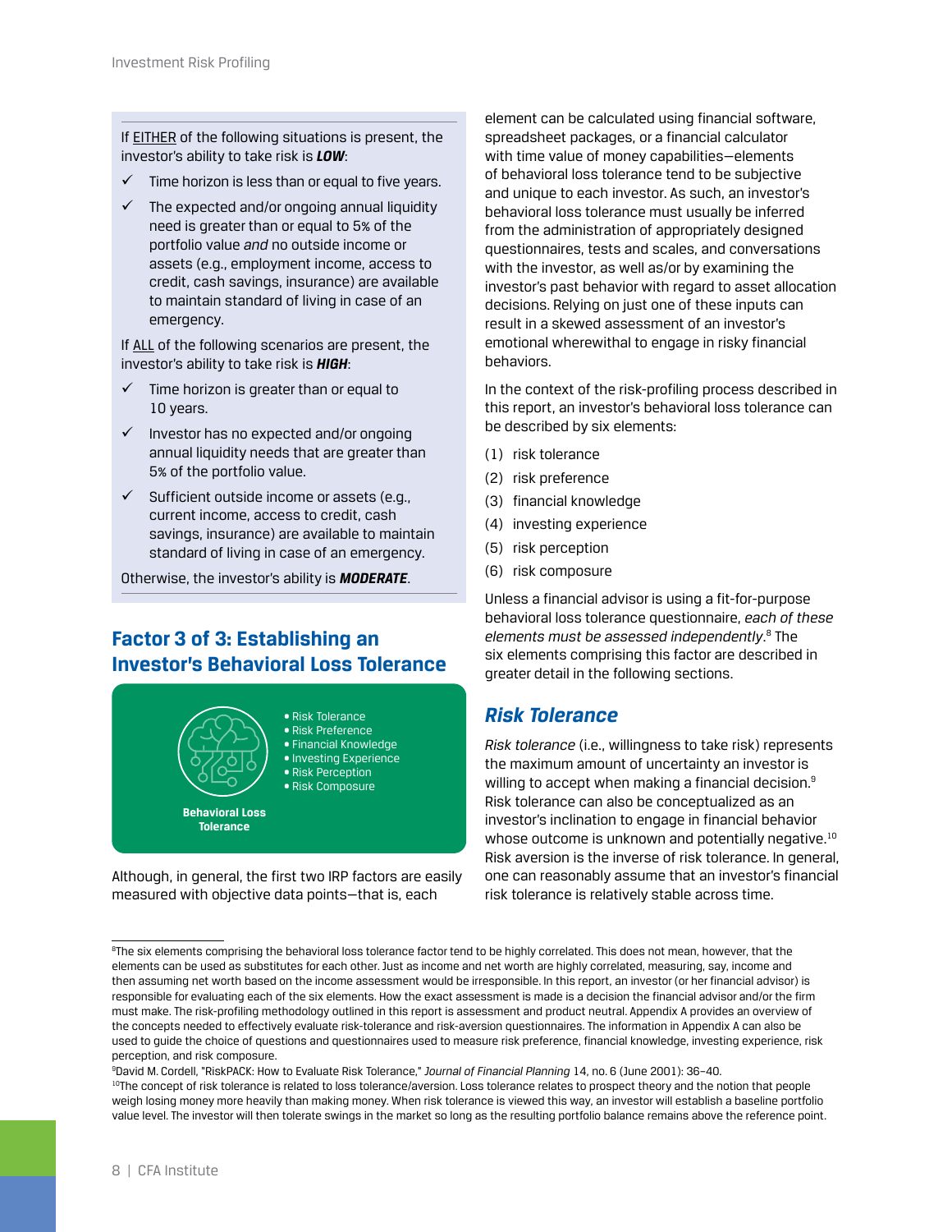If EITHER of the following situations is present, the investor's ability to take risk is ***LOW***:

- ✓ Time horizon is less than or equal to five years.
- ✓ The expected and/or ongoing annual liquidity need is greater than or equal to 5% of the portfolio value *and* no outside income or assets (e.g., employment income, access to credit, cash savings, insurance) are available to maintain standard of living in case of an emergency.

If ALL of the following scenarios are present, the investor's ability to take risk is ***HIGH***:

- ✓ Time horizon is greater than or equal to 10 years.
- ✓ Investor has no expected and/or ongoing annual liquidity needs that are greater than 5% of the portfolio value.
- ✓ Sufficient outside income or assets (e.g., current income, access to credit, cash savings, insurance) are available to maintain standard of living in case of an emergency.

Otherwise, the investor's ability is ***MODERATE***.

## Factor 3 of 3: Establishing an Investor's Behavioral Loss Tolerance

**Behavioral Loss Tolerance**

- Risk Tolerance
- Risk Preference
- Financial Knowledge
- Investing Experience
- Risk Perception
- Risk Composure

Although, in general, the first two IRP factors are easily measured with objective data points—that is, each element can be calculated using financial software, spreadsheet packages, or a financial calculator with time value of money capabilities—elements of behavioral loss tolerance tend to be subjective and unique to each investor. As such, an investor's behavioral loss tolerance must usually be inferred from the administration of appropriately designed questionnaires, tests and scales, and conversations with the investor, as well as/or by examining the investor's past behavior with regard to asset allocation decisions. Relying on just one of these inputs can result in a skewed assessment of an investor's emotional wherewithal to engage in risky financial behaviors.

In the context of the risk-profiling process described in this report, an investor's behavioral loss tolerance can be described by six elements:

(1) risk tolerance
(2) risk preference
(3) financial knowledge
(4) investing experience
(5) risk perception
(6) risk composure

Unless a financial advisor is using a fit-for-purpose behavioral loss tolerance questionnaire, *each of these elements must be assessed independently*.[8] The six elements comprising this factor are described in greater detail in the following sections.

### *Risk Tolerance*

*Risk tolerance* (i.e., willingness to take risk) represents the maximum amount of uncertainty an investor is willing to accept when making a financial decision.[9] Risk tolerance can also be conceptualized as an investor's inclination to engage in financial behavior whose outcome is unknown and potentially negative.[10] Risk aversion is the inverse of risk tolerance. In general, one can reasonably assume that an investor's financial risk tolerance is relatively stable across time.

---

[8]The six elements comprising the behavioral loss tolerance factor tend to be highly correlated. This does not mean, however, that the elements can be used as substitutes for each other. Just as income and net worth are highly correlated, measuring, say, income and then assuming net worth based on the income assessment would be irresponsible. In this report, an investor (or her financial advisor) is responsible for evaluating each of the six elements. How the exact assessment is made is a decision the financial advisor and/or the firm must make. The risk-profiling methodology outlined in this report is assessment and product neutral. Appendix A provides an overview of the concepts needed to effectively evaluate risk-tolerance and risk-aversion questionnaires. The information in Appendix A can also be used to guide the choice of questions and questionnaires used to measure risk preference, financial knowledge, investing experience, risk perception, and risk composure.

[9]David M. Cordell, "RiskPACK: How to Evaluate Risk Tolerance," *Journal of Financial Planning* 14, no. 6 (June 2001): 36–40.

[10]The concept of risk tolerance is related to loss tolerance/aversion. Loss tolerance relates to prospect theory and the notion that people weigh losing money more heavily than making money. When risk tolerance is viewed this way, an investor will establish a baseline portfolio value level. The investor will then tolerate swings in the market so long as the resulting portfolio balance remains above the reference point.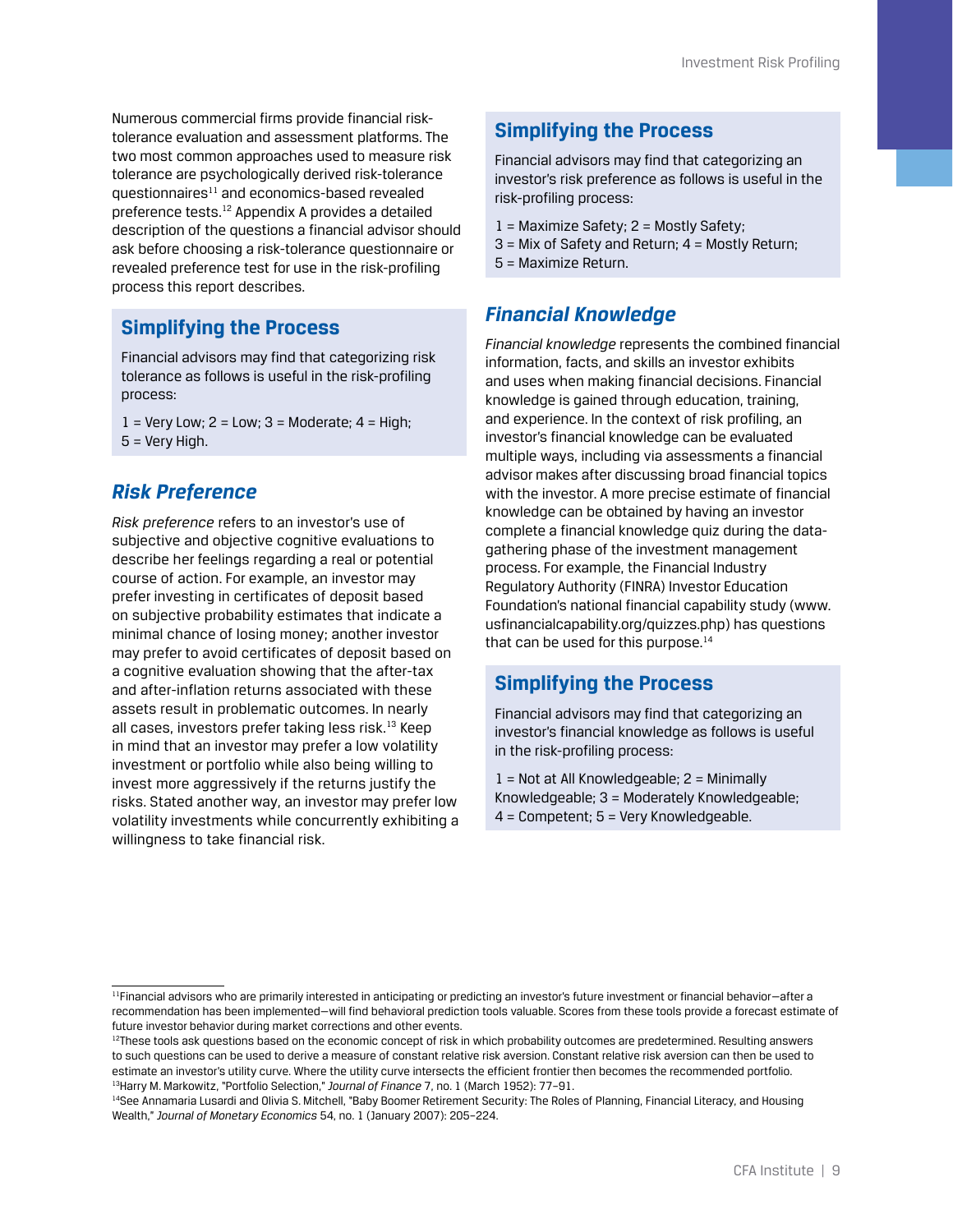Numerous commercial firms provide financial risk-tolerance evaluation and assessment platforms. The two most common approaches used to measure risk tolerance are psychologically derived risk-tolerance questionnaires[11] and economics-based revealed preference tests.[12] Appendix A provides a detailed description of the questions a financial advisor should ask before choosing a risk-tolerance questionnaire or revealed preference test for use in the risk-profiling process this report describes.

### Simplifying the Process

Financial advisors may find that categorizing risk tolerance as follows is useful in the risk-profiling process:

1 = Very Low; 2 = Low; 3 = Moderate; 4 = High; 5 = Very High.

## *Risk Preference*

*Risk preference* refers to an investor's use of subjective and objective cognitive evaluations to describe her feelings regarding a real or potential course of action. For example, an investor may prefer investing in certificates of deposit based on subjective probability estimates that indicate a minimal chance of losing money; another investor may prefer to avoid certificates of deposit based on a cognitive evaluation showing that the after-tax and after-inflation returns associated with these assets result in problematic outcomes. In nearly all cases, investors prefer taking less risk.[13] Keep in mind that an investor may prefer a low volatility investment or portfolio while also being willing to invest more aggressively if the returns justify the risks. Stated another way, an investor may prefer low volatility investments while concurrently exhibiting a willingness to take financial risk.

### Simplifying the Process

Financial advisors may find that categorizing an investor's risk preference as follows is useful in the risk-profiling process:

1 = Maximize Safety; 2 = Mostly Safety; 3 = Mix of Safety and Return; 4 = Mostly Return; 5 = Maximize Return.

## *Financial Knowledge*

*Financial knowledge* represents the combined financial information, facts, and skills an investor exhibits and uses when making financial decisions. Financial knowledge is gained through education, training, and experience. In the context of risk profiling, an investor's financial knowledge can be evaluated multiple ways, including via assessments a financial advisor makes after discussing broad financial topics with the investor. A more precise estimate of financial knowledge can be obtained by having an investor complete a financial knowledge quiz during the data-gathering phase of the investment management process. For example, the Financial Industry Regulatory Authority (FINRA) Investor Education Foundation's national financial capability study (www.usfinancialcapability.org/quizzes.php) has questions that can be used for this purpose.[14]

### Simplifying the Process

Financial advisors may find that categorizing an investor's financial knowledge as follows is useful in the risk-profiling process:

1 = Not at All Knowledgeable; 2 = Minimally Knowledgeable; 3 = Moderately Knowledgeable; 4 = Competent; 5 = Very Knowledgeable.

---

[11] Financial advisors who are primarily interested in anticipating or predicting an investor's future investment or financial behavior—after a recommendation has been implemented—will find behavioral prediction tools valuable. Scores from these tools provide a forecast estimate of future investor behavior during market corrections and other events.

[12] These tools ask questions based on the economic concept of risk in which probability outcomes are predetermined. Resulting answers to such questions can be used to derive a measure of constant relative risk aversion. Constant relative risk aversion can then be used to estimate an investor's utility curve. Where the utility curve intersects the efficient frontier then becomes the recommended portfolio.

[13] Harry M. Markowitz, "Portfolio Selection," *Journal of Finance* 7, no. 1 (March 1952): 77–91.

[14] See Annamaria Lusardi and Olivia S. Mitchell, "Baby Boomer Retirement Security: The Roles of Planning, Financial Literacy, and Housing Wealth," *Journal of Monetary Economics* 54, no. 1 (January 2007): 205–224.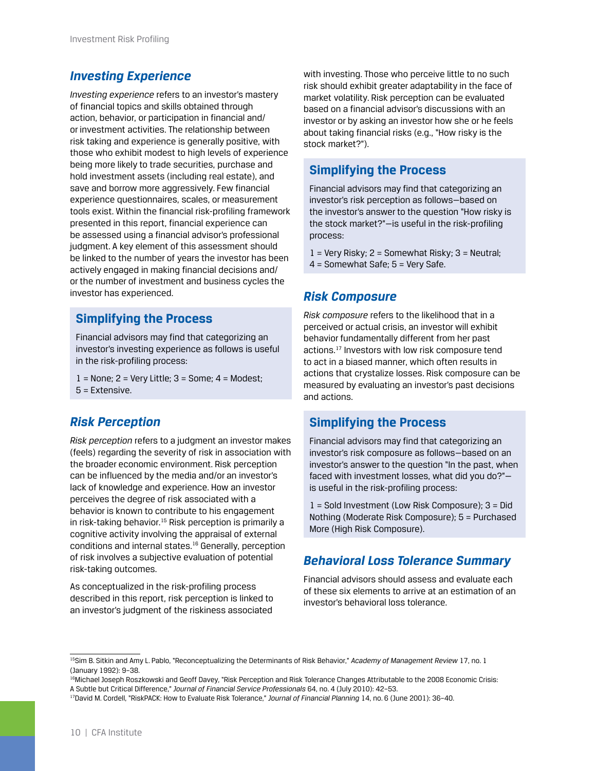## *Investing Experience*

*Investing experience* refers to an investor's mastery of financial topics and skills obtained through action, behavior, or participation in financial and/or investment activities. The relationship between risk taking and experience is generally positive, with those who exhibit modest to high levels of experience being more likely to trade securities, purchase and hold investment assets (including real estate), and save and borrow more aggressively. Few financial experience questionnaires, scales, or measurement tools exist. Within the financial risk-profiling framework presented in this report, financial experience can be assessed using a financial advisor's professional judgment. A key element of this assessment should be linked to the number of years the investor has been actively engaged in making financial decisions and/or the number of investment and business cycles the investor has experienced.

### Simplifying the Process

Financial advisors may find that categorizing an investor's investing experience as follows is useful in the risk-profiling process:

1 = None; 2 = Very Little; 3 = Some; 4 = Modest; 5 = Extensive.

## *Risk Perception*

*Risk perception* refers to a judgment an investor makes (feels) regarding the severity of risk in association with the broader economic environment. Risk perception can be influenced by the media and/or an investor's lack of knowledge and experience. How an investor perceives the degree of risk associated with a behavior is known to contribute to his engagement in risk-taking behavior.[15] Risk perception is primarily a cognitive activity involving the appraisal of external conditions and internal states.[16] Generally, perception of risk involves a subjective evaluation of potential risk-taking outcomes.

As conceptualized in the risk-profiling process described in this report, risk perception is linked to an investor's judgment of the riskiness associated with investing. Those who perceive little to no such risk should exhibit greater adaptability in the face of market volatility. Risk perception can be evaluated based on a financial advisor's discussions with an investor or by asking an investor how she or he feels about taking financial risks (e.g., "How risky is the stock market?").

### Simplifying the Process

Financial advisors may find that categorizing an investor's risk perception as follows—based on the investor's answer to the question "How risky is the stock market?"—is useful in the risk-profiling process:

1 = Very Risky; 2 = Somewhat Risky; 3 = Neutral; 4 = Somewhat Safe; 5 = Very Safe.

## *Risk Composure*

*Risk composure* refers to the likelihood that in a perceived or actual crisis, an investor will exhibit behavior fundamentally different from her past actions.[17] Investors with low risk composure tend to act in a biased manner, which often results in actions that crystalize losses. Risk composure can be measured by evaluating an investor's past decisions and actions.

### Simplifying the Process

Financial advisors may find that categorizing an investor's risk composure as follows—based on an investor's answer to the question "In the past, when faced with investment losses, what did you do?"—is useful in the risk-profiling process:

1 = Sold Investment (Low Risk Composure); 3 = Did Nothing (Moderate Risk Composure); 5 = Purchased More (High Risk Composure).

## *Behavioral Loss Tolerance Summary*

Financial advisors should assess and evaluate each of these six elements to arrive at an estimation of an investor's behavioral loss tolerance.

---

[15]Sim B. Sitkin and Amy L. Pablo, "Reconceptualizing the Determinants of Risk Behavior," *Academy of Management Review* 17, no. 1 (January 1992): 9–38.

[16]Michael Joseph Roszkowski and Geoff Davey, "Risk Perception and Risk Tolerance Changes Attributable to the 2008 Economic Crisis: A Subtle but Critical Difference," *Journal of Financial Service Professionals* 64, no. 4 (July 2010): 42–53.

[17]David M. Cordell, "RiskPACK: How to Evaluate Risk Tolerance," *Journal of Financial Planning* 14, no. 6 (June 2001): 36–40.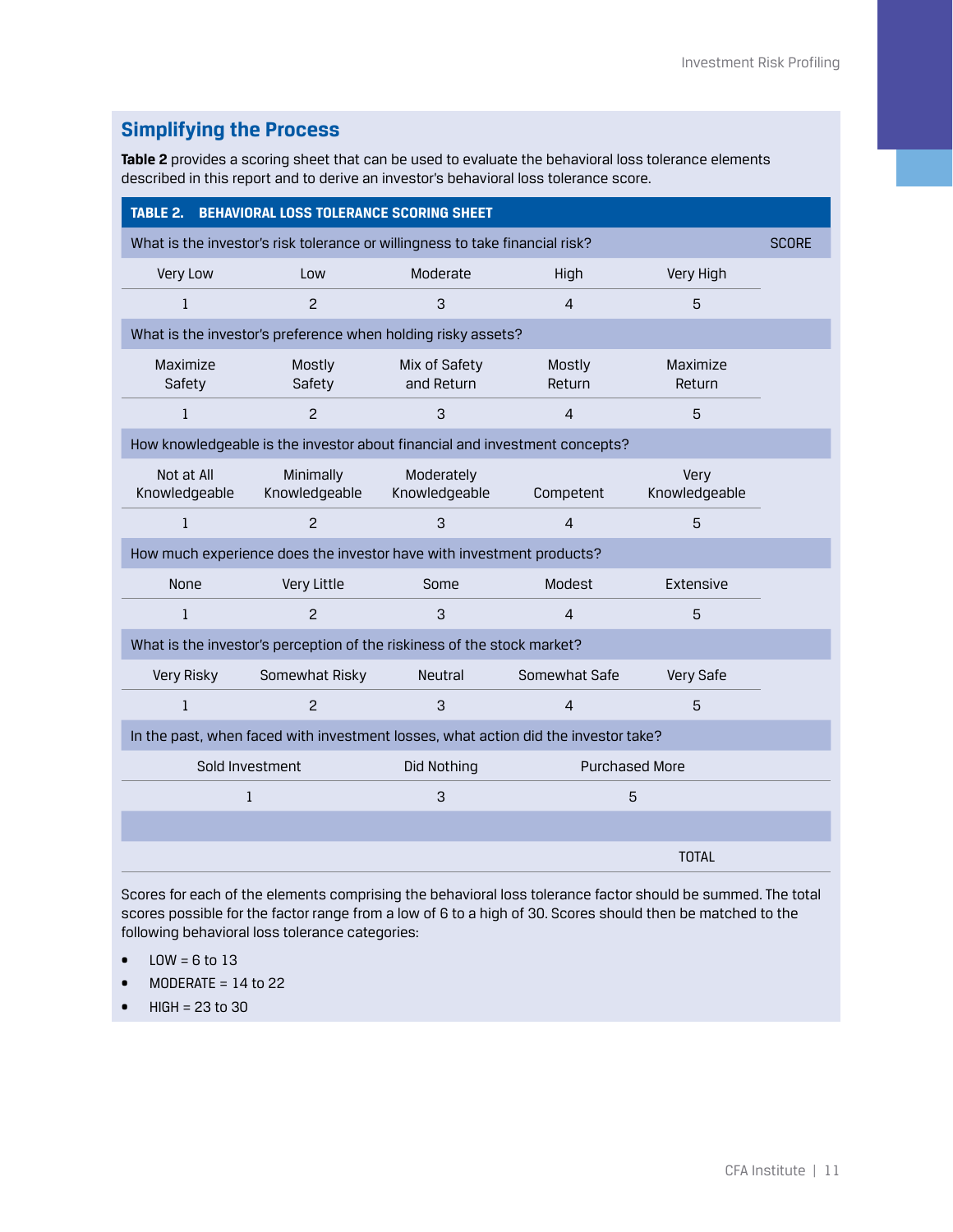## Simplifying the Process

**Table 2** provides a scoring sheet that can be used to evaluate the behavioral loss tolerance elements described in this report and to derive an investor's behavioral loss tolerance score.

**TABLE 2. BEHAVIORAL LOSS TOLERANCE SCORING SHEET**

| What is the investor's risk tolerance or willingness to take financial risk? | | | | | SCORE |
|---|---|---|---|---|---|
| Very Low | Low | Moderate | High | Very High | |
| 1 | 2 | 3 | 4 | 5 | |
| **What is the investor's preference when holding risky assets?** | | | | | |
| Maximize Safety | Mostly Safety | Mix of Safety and Return | Mostly Return | Maximize Return | |
| 1 | 2 | 3 | 4 | 5 | |
| **How knowledgeable is the investor about financial and investment concepts?** | | | | | |
| Not at All Knowledgeable | Minimally Knowledgeable | Moderately Knowledgeable | Competent | Very Knowledgeable | |
| 1 | 2 | 3 | 4 | 5 | |
| **How much experience does the investor have with investment products?** | | | | | |
| None | Very Little | Some | Modest | Extensive | |
| 1 | 2 | 3 | 4 | 5 | |
| **What is the investor's perception of the riskiness of the stock market?** | | | | | |
| Very Risky | Somewhat Risky | Neutral | Somewhat Safe | Very Safe | |
| 1 | 2 | 3 | 4 | 5 | |
| **In the past, when faced with investment losses, what action did the investor take?** | | | | | |
| Sold Investment | | Did Nothing | | Purchased More | |
| 1 | | 3 | | 5 | |
| | | | | TOTAL | |

Scores for each of the elements comprising the behavioral loss tolerance factor should be summed. The total scores possible for the factor range from a low of 6 to a high of 30. Scores should then be matched to the following behavioral loss tolerance categories:

- LOW = 6 to 13
- MODERATE = 14 to 22
- HIGH = 23 to 30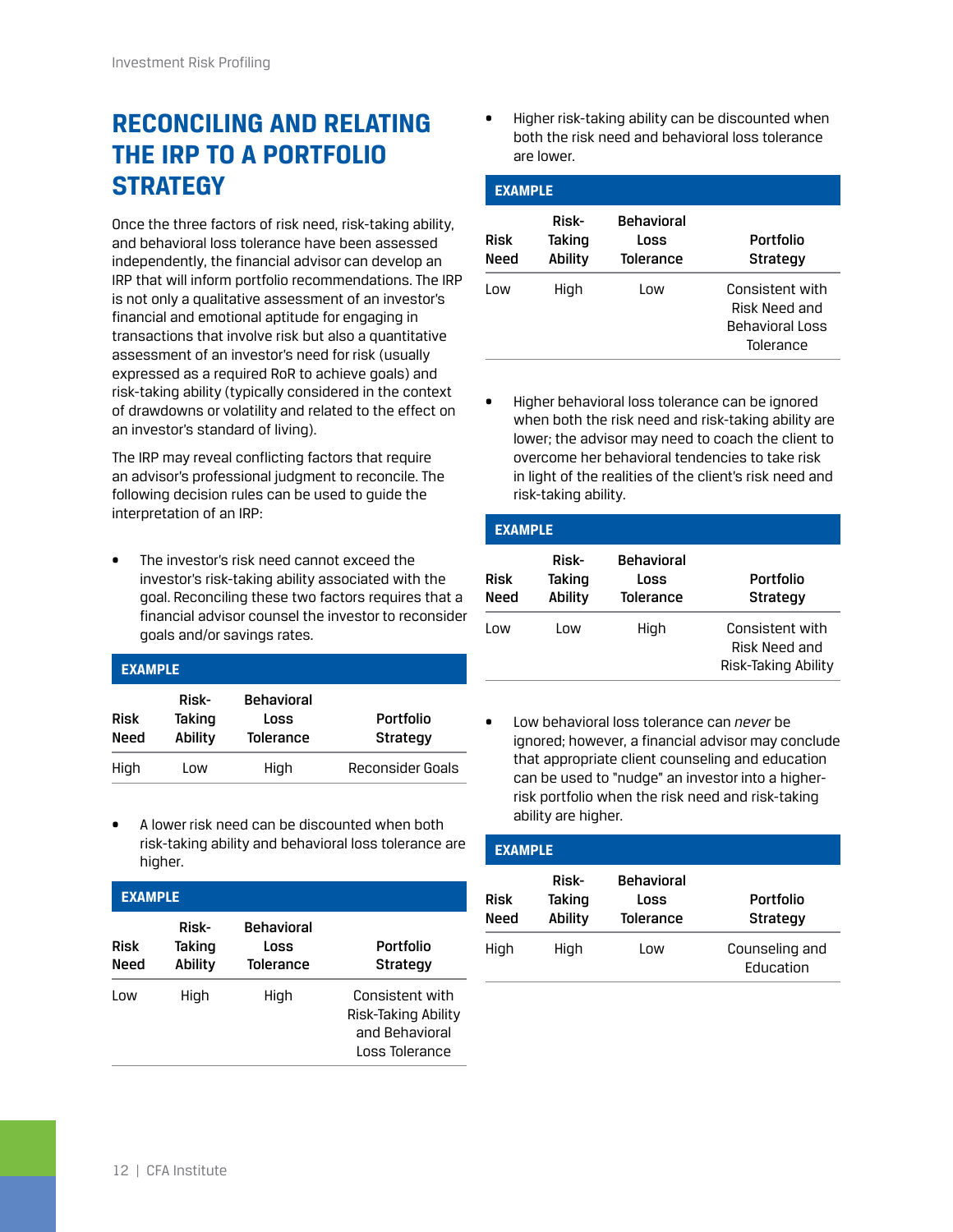## RECONCILING AND RELATING THE IRP TO A PORTFOLIO STRATEGY

Once the three factors of risk need, risk-taking ability, and behavioral loss tolerance have been assessed independently, the financial advisor can develop an IRP that will inform portfolio recommendations. The IRP is not only a qualitative assessment of an investor's financial and emotional aptitude for engaging in transactions that involve risk but also a quantitative assessment of an investor's need for risk (usually expressed as a required RoR to achieve goals) and risk-taking ability (typically considered in the context of drawdowns or volatility and related to the effect on an investor's standard of living).

The IRP may reveal conflicting factors that require an advisor's professional judgment to reconcile. The following decision rules can be used to guide the interpretation of an IRP:

- The investor's risk need cannot exceed the investor's risk-taking ability associated with the goal. Reconciling these two factors requires that a financial advisor counsel the investor to reconsider goals and/or savings rates.

**EXAMPLE**

| Risk Need | Risk-Taking Ability | Behavioral Loss Tolerance | Portfolio Strategy |
|---|---|---|---|
| High | Low | High | Reconsider Goals |

- A lower risk need can be discounted when both risk-taking ability and behavioral loss tolerance are higher.

**EXAMPLE**

| Risk Need | Risk-Taking Ability | Behavioral Loss Tolerance | Portfolio Strategy |
|---|---|---|---|
| Low | High | High | Consistent with Risk-Taking Ability and Behavioral Loss Tolerance |

- Higher risk-taking ability can be discounted when both the risk need and behavioral loss tolerance are lower.

**EXAMPLE**

| Risk Need | Risk-Taking Ability | Behavioral Loss Tolerance | Portfolio Strategy |
|---|---|---|---|
| Low | High | Low | Consistent with Risk Need and Behavioral Loss Tolerance |

- Higher behavioral loss tolerance can be ignored when both the risk need and risk-taking ability are lower; the advisor may need to coach the client to overcome her behavioral tendencies to take risk in light of the realities of the client's risk need and risk-taking ability.

**EXAMPLE**

| Risk Need | Risk-Taking Ability | Behavioral Loss Tolerance | Portfolio Strategy |
|---|---|---|---|
| Low | Low | High | Consistent with Risk Need and Risk-Taking Ability |

- Low behavioral loss tolerance can *never* be ignored; however, a financial advisor may conclude that appropriate client counseling and education can be used to "nudge" an investor into a higher-risk portfolio when the risk need and risk-taking ability are higher.

**EXAMPLE**

| Risk Need | Risk-Taking Ability | Behavioral Loss Tolerance | Portfolio Strategy |
|---|---|---|---|
| High | High | Low | Counseling and Education |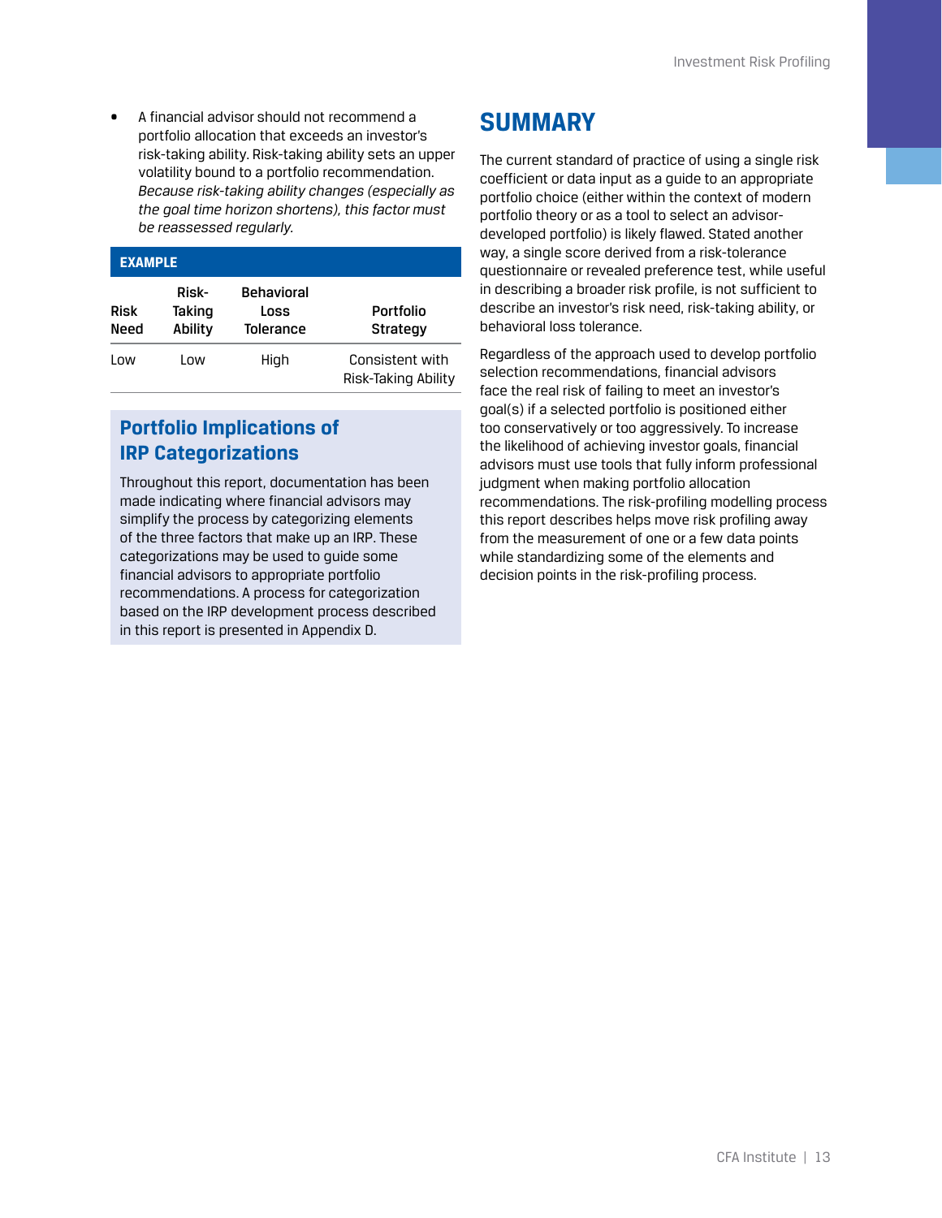- A financial advisor should not recommend a portfolio allocation that exceeds an investor's risk-taking ability. Risk-taking ability sets an upper volatility bound to a portfolio recommendation. *Because risk-taking ability changes (especially as the goal time horizon shortens), this factor must be reassessed regularly.*

**EXAMPLE**

| Risk Need | Risk-Taking Ability | Behavioral Loss Tolerance | Portfolio Strategy |
|---|---|---|---|
| Low | Low | High | Consistent with Risk-Taking Ability |

### Portfolio Implications of IRP Categorizations

Throughout this report, documentation has been made indicating where financial advisors may simplify the process by categorizing elements of the three factors that make up an IRP. These categorizations may be used to guide some financial advisors to appropriate portfolio recommendations. A process for categorization based on the IRP development process described in this report is presented in Appendix D.

## SUMMARY

The current standard of practice of using a single risk coefficient or data input as a guide to an appropriate portfolio choice (either within the context of modern portfolio theory or as a tool to select an advisor-developed portfolio) is likely flawed. Stated another way, a single score derived from a risk-tolerance questionnaire or revealed preference test, while useful in describing a broader risk profile, is not sufficient to describe an investor's risk need, risk-taking ability, or behavioral loss tolerance.

Regardless of the approach used to develop portfolio selection recommendations, financial advisors face the real risk of failing to meet an investor's goal(s) if a selected portfolio is positioned either too conservatively or too aggressively. To increase the likelihood of achieving investor goals, financial advisors must use tools that fully inform professional judgment when making portfolio allocation recommendations. The risk-profiling modelling process this report describes helps move risk profiling away from the measurement of one or a few data points while standardizing some of the elements and decision points in the risk-profiling process.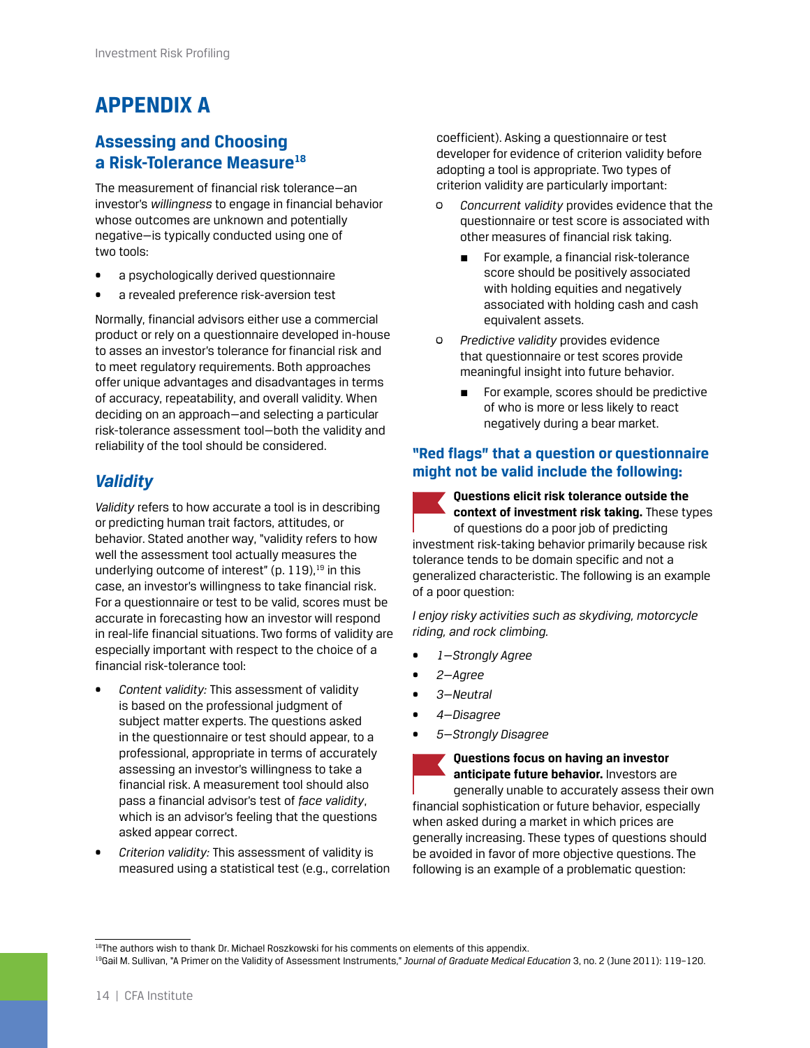# APPENDIX A

## Assessing and Choosing a Risk-Tolerance Measure[18]

The measurement of financial risk tolerance—an investor's *willingness* to engage in financial behavior whose outcomes are unknown and potentially negative—is typically conducted using one of two tools:

- a psychologically derived questionnaire
- a revealed preference risk-aversion test

Normally, financial advisors either use a commercial product or rely on a questionnaire developed in-house to asses an investor's tolerance for financial risk and to meet regulatory requirements. Both approaches offer unique advantages and disadvantages in terms of accuracy, repeatability, and overall validity. When deciding on an approach—and selecting a particular risk-tolerance assessment tool—both the validity and reliability of the tool should be considered.

### *Validity*

*Validity* refers to how accurate a tool is in describing or predicting human trait factors, attitudes, or behavior. Stated another way, "validity refers to how well the assessment tool actually measures the underlying outcome of interest" (p. 119),[19] in this case, an investor's willingness to take financial risk. For a questionnaire or test to be valid, scores must be accurate in forecasting how an investor will respond in real-life financial situations. Two forms of validity are especially important with respect to the choice of a financial risk-tolerance tool:

- *Content validity:* This assessment of validity is based on the professional judgment of subject matter experts. The questions asked in the questionnaire or test should appear, to a professional, appropriate in terms of accurately assessing an investor's willingness to take a financial risk. A measurement tool should also pass a financial advisor's test of *face validity*, which is an advisor's feeling that the questions asked appear correct.
- *Criterion validity:* This assessment of validity is measured using a statistical test (e.g., correlation coefficient). Asking a questionnaire or test developer for evidence of criterion validity before adopting a tool is appropriate. Two types of criterion validity are particularly important:
    - *Concurrent validity* provides evidence that the questionnaire or test score is associated with other measures of financial risk taking.
        - For example, a financial risk-tolerance score should be positively associated with holding equities and negatively associated with holding cash and cash equivalent assets.
    - *Predictive validity* provides evidence that questionnaire or test scores provide meaningful insight into future behavior.
        - For example, scores should be predictive of who is more or less likely to react negatively during a bear market.

#### "Red flags" that a question or questionnaire might not be valid include the following:

**Questions elicit risk tolerance outside the context of investment risk taking.** These types of questions do a poor job of predicting investment risk-taking behavior primarily because risk tolerance tends to be domain specific and not a generalized characteristic. The following is an example of a poor question:

*I enjoy risky activities such as skydiving, motorcycle riding, and rock climbing.*

- *1—Strongly Agree*
- *2—Agree*
- *3—Neutral*
- *4—Disagree*
- *5—Strongly Disagree*

**Questions focus on having an investor anticipate future behavior.** Investors are generally unable to accurately assess their own financial sophistication or future behavior, especially when asked during a market in which prices are generally increasing. These types of questions should be avoided in favor of more objective questions. The following is an example of a problematic question:

---

[18] The authors wish to thank Dr. Michael Roszkowski for his comments on elements of this appendix.

[19] Gail M. Sullivan, "A Primer on the Validity of Assessment Instruments," *Journal of Graduate Medical Education* 3, no. 2 (June 2011): 119–120.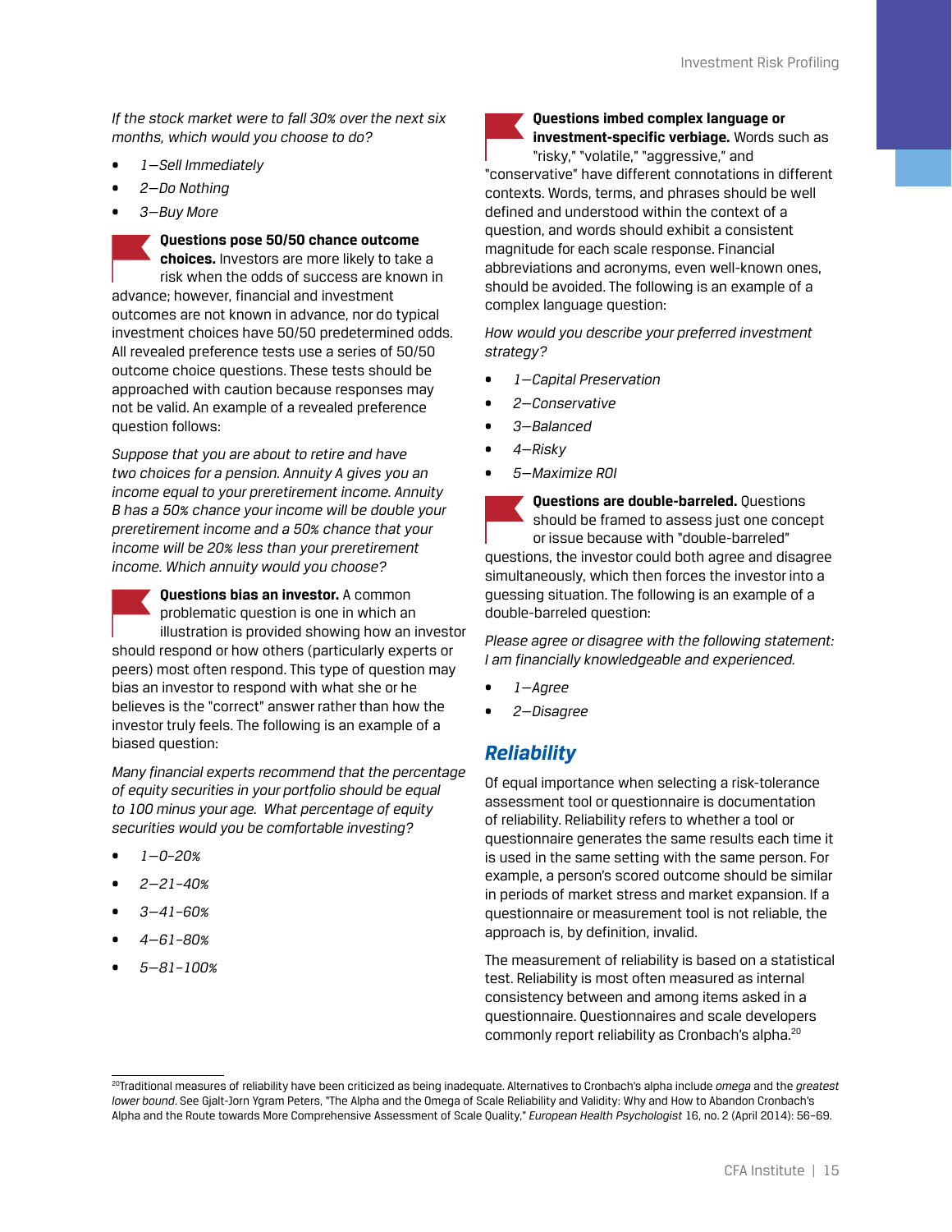*If the stock market were to fall 30% over the next six months, which would you choose to do?*

- *1—Sell Immediately*
- *2—Do Nothing*
- *3—Buy More*

**Questions pose 50/50 chance outcome choices.** Investors are more likely to take a risk when the odds of success are known in advance; however, financial and investment outcomes are not known in advance, nor do typical investment choices have 50/50 predetermined odds. All revealed preference tests use a series of 50/50 outcome choice questions. These tests should be approached with caution because responses may not be valid. An example of a revealed preference question follows:

*Suppose that you are about to retire and have two choices for a pension. Annuity A gives you an income equal to your preretirement income. Annuity B has a 50% chance your income will be double your preretirement income and a 50% chance that your income will be 20% less than your preretirement income. Which annuity would you choose?*

**Questions bias an investor.** A common problematic question is one in which an illustration is provided showing how an investor should respond or how others (particularly experts or peers) most often respond. This type of question may bias an investor to respond with what she or he believes is the "correct" answer rather than how the investor truly feels. The following is an example of a biased question:

*Many financial experts recommend that the percentage of equity securities in your portfolio should be equal to 100 minus your age. What percentage of equity securities would you be comfortable investing?*

- *1—0–20%*
- *2—21–40%*
- *3—41–60%*
- *4—61–80%*
- *5—81–100%*

**Questions imbed complex language or investment-specific verbiage.** Words such as "risky," "volatile," "aggressive," and "conservative" have different connotations in different contexts. Words, terms, and phrases should be well defined and understood within the context of a question, and words should exhibit a consistent magnitude for each scale response. Financial abbreviations and acronyms, even well-known ones, should be avoided. The following is an example of a complex language question:

*How would you describe your preferred investment strategy?*

- *1—Capital Preservation*
- *2—Conservative*
- *3—Balanced*
- *4—Risky*
- *5—Maximize ROI*

**Questions are double-barreled.** Questions should be framed to assess just one concept or issue because with "double-barreled" questions, the investor could both agree and disagree simultaneously, which then forces the investor into a guessing situation. The following is an example of a double-barreled question:

*Please agree or disagree with the following statement: I am financially knowledgeable and experienced.*

- *1—Agree*
- *2—Disagree*

## Reliability

Of equal importance when selecting a risk-tolerance assessment tool or questionnaire is documentation of reliability. Reliability refers to whether a tool or questionnaire generates the same results each time it is used in the same setting with the same person. For example, a person's scored outcome should be similar in periods of market stress and market expansion. If a questionnaire or measurement tool is not reliable, the approach is, by definition, invalid.

The measurement of reliability is based on a statistical test. Reliability is most often measured as internal consistency between and among items asked in a questionnaire. Questionnaires and scale developers commonly report reliability as Cronbach's alpha.[20]

[20] Traditional measures of reliability have been criticized as being inadequate. Alternatives to Cronbach's alpha include *omega* and the *greatest lower bound*. See Gjalt-Jorn Ygram Peters, "The Alpha and the Omega of Scale Reliability and Validity: Why and How to Abandon Cronbach's Alpha and the Route towards More Comprehensive Assessment of Scale Quality," *European Health Psychologist* 16, no. 2 (April 2014): 56–69.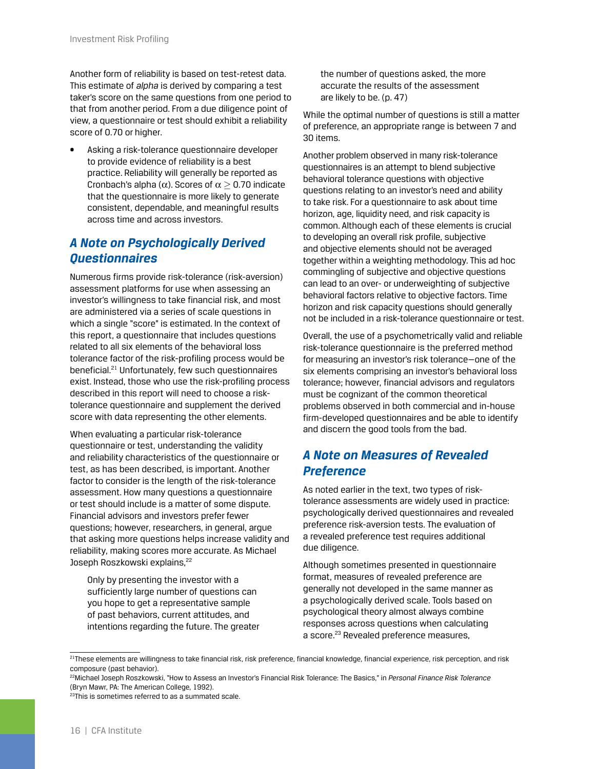Another form of reliability is based on test-retest data. This estimate of *alpha* is derived by comparing a test taker's score on the same questions from one period to that from another period. From a due diligence point of view, a questionnaire or test should exhibit a reliability score of 0.70 or higher.

- Asking a risk-tolerance questionnaire developer to provide evidence of reliability is a best practice. Reliability will generally be reported as Cronbach's alpha ($\alpha$). Scores of $\alpha \geq 0.70$ indicate that the questionnaire is more likely to generate consistent, dependable, and meaningful results across time and across investors.

## A Note on Psychologically Derived Questionnaires

Numerous firms provide risk-tolerance (risk-aversion) assessment platforms for use when assessing an investor's willingness to take financial risk, and most are administered via a series of scale questions in which a single "score" is estimated. In the context of this report, a questionnaire that includes questions related to all six elements of the behavioral loss tolerance factor of the risk-profiling process would be beneficial.[21] Unfortunately, few such questionnaires exist. Instead, those who use the risk-profiling process described in this report will need to choose a risk-tolerance questionnaire and supplement the derived score with data representing the other elements.

When evaluating a particular risk-tolerance questionnaire or test, understanding the validity and reliability characteristics of the questionnaire or test, as has been described, is important. Another factor to consider is the length of the risk-tolerance assessment. How many questions a questionnaire or test should include is a matter of some dispute. Financial advisors and investors prefer fewer questions; however, researchers, in general, argue that asking more questions helps increase validity and reliability, making scores more accurate. As Michael Joseph Roszkowski explains,[22]

> Only by presenting the investor with a sufficiently large number of questions can you hope to get a representative sample of past behaviors, current attitudes, and intentions regarding the future. The greater the number of questions asked, the more accurate the results of the assessment are likely to be. (p. 47)

While the optimal number of questions is still a matter of preference, an appropriate range is between 7 and 30 items.

Another problem observed in many risk-tolerance questionnaires is an attempt to blend subjective behavioral tolerance questions with objective questions relating to an investor's need and ability to take risk. For a questionnaire to ask about time horizon, age, liquidity need, and risk capacity is common. Although each of these elements is crucial to developing an overall risk profile, subjective and objective elements should not be averaged together within a weighting methodology. This ad hoc commingling of subjective and objective questions can lead to an over- or underweighting of subjective behavioral factors relative to objective factors. Time horizon and risk capacity questions should generally not be included in a risk-tolerance questionnaire or test.

Overall, the use of a psychometrically valid and reliable risk-tolerance questionnaire is the preferred method for measuring an investor's risk tolerance—one of the six elements comprising an investor's behavioral loss tolerance; however, financial advisors and regulators must be cognizant of the common theoretical problems observed in both commercial and in-house firm-developed questionnaires and be able to identify and discern the good tools from the bad.

## A Note on Measures of Revealed Preference

As noted earlier in the text, two types of risk-tolerance assessments are widely used in practice: psychologically derived questionnaires and revealed preference risk-aversion tests. The evaluation of a revealed preference test requires additional due diligence.

Although sometimes presented in questionnaire format, measures of revealed preference are generally not developed in the same manner as a psychologically derived scale. Tools based on psychological theory almost always combine responses across questions when calculating a score.[23] Revealed preference measures,

---

[21] These elements are willingness to take financial risk, risk preference, financial knowledge, financial experience, risk perception, and risk composure (past behavior).

[22] Michael Joseph Roszkowski, "How to Assess an Investor's Financial Risk Tolerance: The Basics," in *Personal Finance Risk Tolerance* (Bryn Mawr, PA: The American College, 1992).

[23] This is sometimes referred to as a summated scale.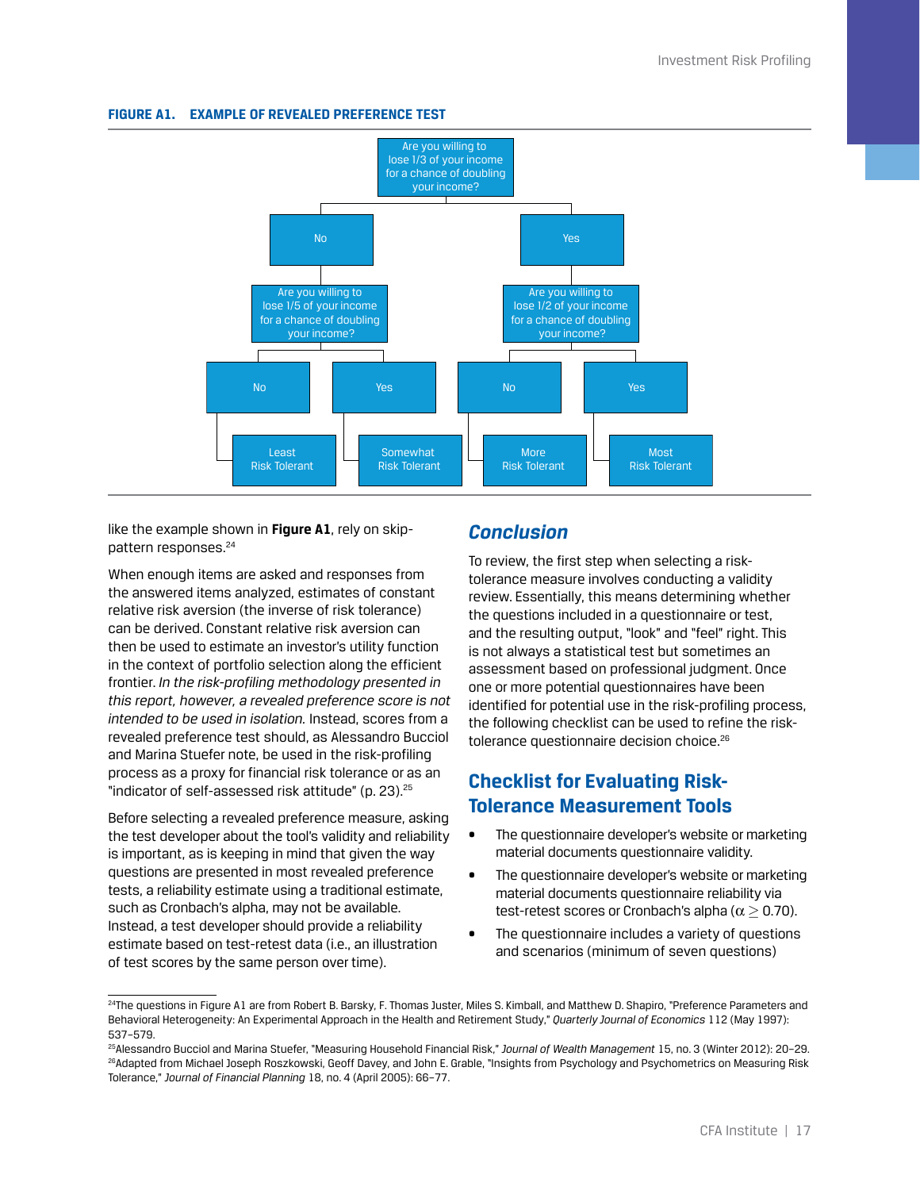**FIGURE A1. EXAMPLE OF REVEALED PREFERENCE TEST**

- Are you willing to lose 1/3 of your income for a chance of doubling your income?
  - No
    - Are you willing to lose 1/5 of your income for a chance of doubling your income?
      - No
        - Least Risk Tolerant
      - Yes
        - Somewhat Risk Tolerant
  - Yes
    - Are you willing to lose 1/2 of your income for a chance of doubling your income?
      - No
        - More Risk Tolerant
      - Yes
        - Most Risk Tolerant

like the example shown in **Figure A1**, rely on skip-pattern responses.[24]

When enough items are asked and responses from the answered items analyzed, estimates of constant relative risk aversion (the inverse of risk tolerance) can be derived. Constant relative risk aversion can then be used to estimate an investor's utility function in the context of portfolio selection along the efficient frontier. *In the risk-profiling methodology presented in this report, however, a revealed preference score is not intended to be used in isolation.* Instead, scores from a revealed preference test should, as Alessandro Bucciol and Marina Stuefer note, be used in the risk-profiling process as a proxy for financial risk tolerance or as an "indicator of self-assessed risk attitude" (p. 23).[25]

Before selecting a revealed preference measure, asking the test developer about the tool's validity and reliability is important, as is keeping in mind that given the way questions are presented in most revealed preference tests, a reliability estimate using a traditional estimate, such as Cronbach's alpha, may not be available. Instead, a test developer should provide a reliability estimate based on test-retest data (i.e., an illustration of test scores by the same person over time).

## *Conclusion*

To review, the first step when selecting a risk-tolerance measure involves conducting a validity review. Essentially, this means determining whether the questions included in a questionnaire or test, and the resulting output, "look" and "feel" right. This is not always a statistical test but sometimes an assessment based on professional judgment. Once one or more potential questionnaires have been identified for potential use in the risk-profiling process, the following checklist can be used to refine the risk-tolerance questionnaire decision choice.[26]

## Checklist for Evaluating Risk-Tolerance Measurement Tools

- The questionnaire developer's website or marketing material documents questionnaire validity.
- The questionnaire developer's website or marketing material documents questionnaire reliability via test-retest scores or Cronbach's alpha ($\alpha \geq 0.70$).
- The questionnaire includes a variety of questions and scenarios (minimum of seven questions)

---

[24]The questions in Figure A1 are from Robert B. Barsky, F. Thomas Juster, Miles S. Kimball, and Matthew D. Shapiro, "Preference Parameters and Behavioral Heterogeneity: An Experimental Approach in the Health and Retirement Study," *Quarterly Journal of Economics* 112 (May 1997): 537–579.

[25]Alessandro Bucciol and Marina Stuefer, "Measuring Household Financial Risk," *Journal of Wealth Management* 15, no. 3 (Winter 2012): 20–29.

[26]Adapted from Michael Joseph Roszkowski, Geoff Davey, and John E. Grable, "Insights from Psychology and Psychometrics on Measuring Risk Tolerance," *Journal of Financial Planning* 18, no. 4 (April 2005): 66–77.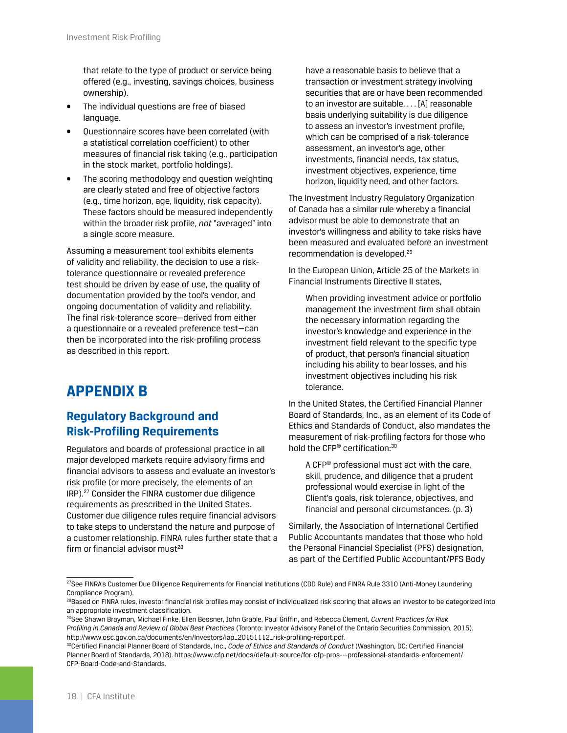that relate to the type of product or service being offered (e.g., investing, savings choices, business ownership).

- The individual questions are free of biased language.
- Questionnaire scores have been correlated (with a statistical correlation coefficient) to other measures of financial risk taking (e.g., participation in the stock market, portfolio holdings).
- The scoring methodology and question weighting are clearly stated and free of objective factors (e.g., time horizon, age, liquidity, risk capacity). These factors should be measured independently within the broader risk profile, *not* "averaged" into a single score measure.

Assuming a measurement tool exhibits elements of validity and reliability, the decision to use a risk-tolerance questionnaire or revealed preference test should be driven by ease of use, the quality of documentation provided by the tool's vendor, and ongoing documentation of validity and reliability. The final risk-tolerance score—derived from either a questionnaire or a revealed preference test—can then be incorporated into the risk-profiling process as described in this report.

# APPENDIX B

## Regulatory Background and Risk-Profiling Requirements

Regulators and boards of professional practice in all major developed markets require advisory firms and financial advisors to assess and evaluate an investor's risk profile (or more precisely, the elements of an IRP).[27] Consider the FINRA customer due diligence requirements as prescribed in the United States. Customer due diligence rules require financial advisors to take steps to understand the nature and purpose of a customer relationship. FINRA rules further state that a firm or financial advisor must[28]

> have a reasonable basis to believe that a transaction or investment strategy involving securities that are or have been recommended to an investor are suitable. . . . [A] reasonable basis underlying suitability is due diligence to assess an investor's investment profile, which can be comprised of a risk-tolerance assessment, an investor's age, other investments, financial needs, tax status, investment objectives, experience, time horizon, liquidity need, and other factors.

The Investment Industry Regulatory Organization of Canada has a similar rule whereby a financial advisor must be able to demonstrate that an investor's willingness and ability to take risks have been measured and evaluated before an investment recommendation is developed.[29]

In the European Union, Article 25 of the Markets in Financial Instruments Directive II states,

> When providing investment advice or portfolio management the investment firm shall obtain the necessary information regarding the investor's knowledge and experience in the investment field relevant to the specific type of product, that person's financial situation including his ability to bear losses, and his investment objectives including his risk tolerance.

In the United States, the Certified Financial Planner Board of Standards, Inc., as an element of its Code of Ethics and Standards of Conduct, also mandates the measurement of risk-profiling factors for those who hold the CFP® certification:[30]

> A CFP® professional must act with the care, skill, prudence, and diligence that a prudent professional would exercise in light of the Client's goals, risk tolerance, objectives, and financial and personal circumstances. (p. 3)

Similarly, the Association of International Certified Public Accountants mandates that those who hold the Personal Financial Specialist (PFS) designation, as part of the Certified Public Accountant/PFS Body

---

[27] See FINRA's Customer Due Diligence Requirements for Financial Institutions (CDD Rule) and FINRA Rule 3310 (Anti-Money Laundering Compliance Program).

[28] Based on FINRA rules, investor financial risk profiles may consist of individualized risk scoring that allows an investor to be categorized into an appropriate investment classification.

[29] See Shawn Brayman, Michael Finke, Ellen Bessner, John Grable, Paul Griffin, and Rebecca Clement, *Current Practices for Risk Profiling in Canada and Review of Global Best Practices* (Toronto: Investor Advisory Panel of the Ontario Securities Commission, 2015). http://www.osc.gov.on.ca/documents/en/Investors/iap_20151112_risk-profiling-report.pdf.

[30] Certified Financial Planner Board of Standards, Inc., *Code of Ethics and Standards of Conduct* (Washington, DC: Certified Financial Planner Board of Standards, 2018). https://www.cfp.net/docs/default-source/for-cfp-pros---professional-standards-enforcement/CFP-Board-Code-and-Standards.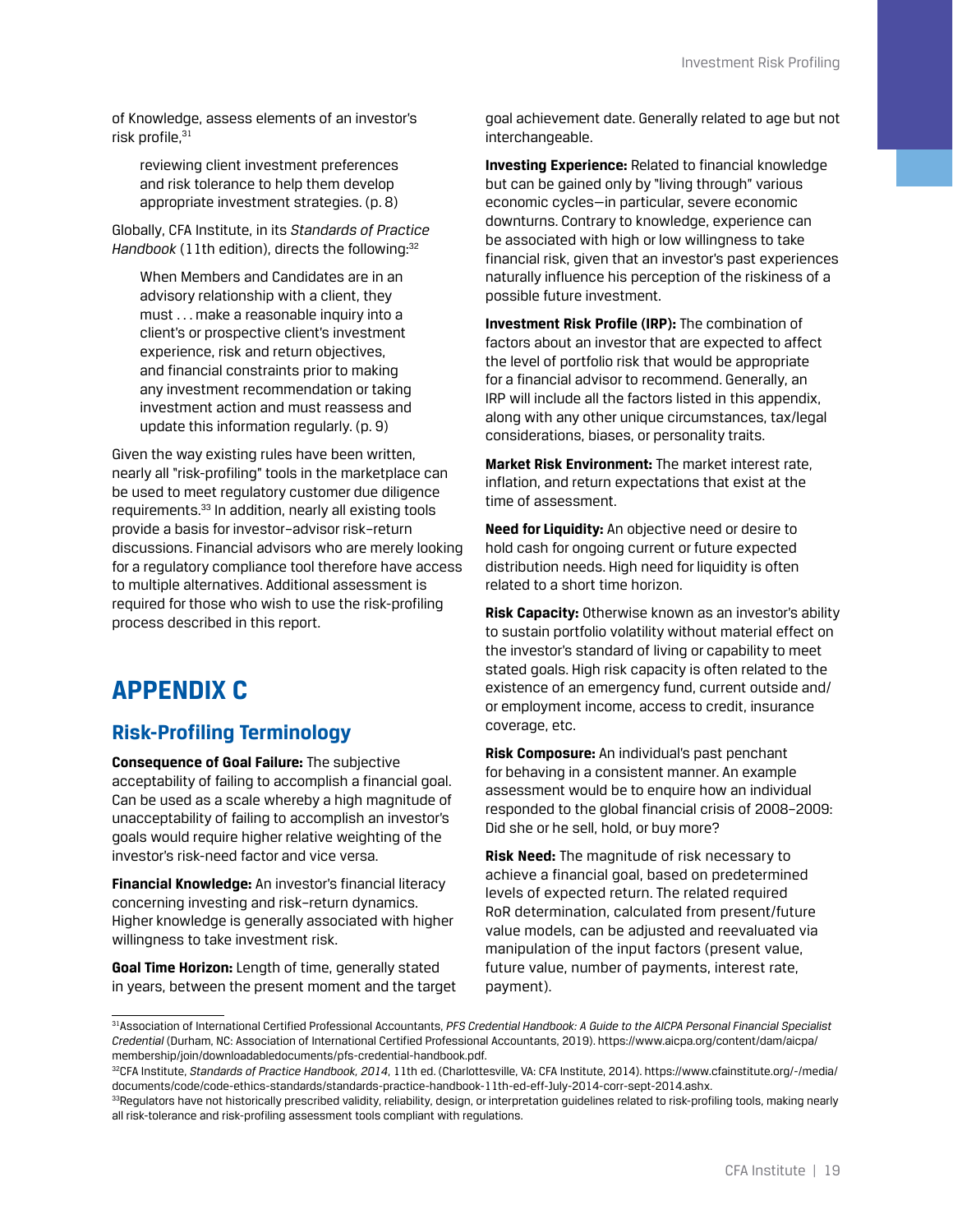of Knowledge, assess elements of an investor's risk profile,[31]

> reviewing client investment preferences and risk tolerance to help them develop appropriate investment strategies. (p. 8)

Globally, CFA Institute, in its *Standards of Practice Handbook* (11th edition), directs the following:[32]

> When Members and Candidates are in an advisory relationship with a client, they must . . . make a reasonable inquiry into a client's or prospective client's investment experience, risk and return objectives, and financial constraints prior to making any investment recommendation or taking investment action and must reassess and update this information regularly. (p. 9)

Given the way existing rules have been written, nearly all "risk-profiling" tools in the marketplace can be used to meet regulatory customer due diligence requirements.[33] In addition, nearly all existing tools provide a basis for investor–advisor risk–return discussions. Financial advisors who are merely looking for a regulatory compliance tool therefore have access to multiple alternatives. Additional assessment is required for those who wish to use the risk-profiling process described in this report.

# APPENDIX C

## Risk-Profiling Terminology

**Consequence of Goal Failure:** The subjective acceptability of failing to accomplish a financial goal. Can be used as a scale whereby a high magnitude of unacceptability of failing to accomplish an investor's goals would require higher relative weighting of the investor's risk-need factor and vice versa.

**Financial Knowledge:** An investor's financial literacy concerning investing and risk–return dynamics. Higher knowledge is generally associated with higher willingness to take investment risk.

**Goal Time Horizon:** Length of time, generally stated in years, between the present moment and the target goal achievement date. Generally related to age but not interchangeable.

**Investing Experience:** Related to financial knowledge but can be gained only by "living through" various economic cycles—in particular, severe economic downturns. Contrary to knowledge, experience can be associated with high or low willingness to take financial risk, given that an investor's past experiences naturally influence his perception of the riskiness of a possible future investment.

**Investment Risk Profile (IRP):** The combination of factors about an investor that are expected to affect the level of portfolio risk that would be appropriate for a financial advisor to recommend. Generally, an IRP will include all the factors listed in this appendix, along with any other unique circumstances, tax/legal considerations, biases, or personality traits.

**Market Risk Environment:** The market interest rate, inflation, and return expectations that exist at the time of assessment.

**Need for Liquidity:** An objective need or desire to hold cash for ongoing current or future expected distribution needs. High need for liquidity is often related to a short time horizon.

**Risk Capacity:** Otherwise known as an investor's ability to sustain portfolio volatility without material effect on the investor's standard of living or capability to meet stated goals. High risk capacity is often related to the existence of an emergency fund, current outside and/or employment income, access to credit, insurance coverage, etc.

**Risk Composure:** An individual's past penchant for behaving in a consistent manner. An example assessment would be to enquire how an individual responded to the global financial crisis of 2008–2009: Did she or he sell, hold, or buy more?

**Risk Need:** The magnitude of risk necessary to achieve a financial goal, based on predetermined levels of expected return. The related required RoR determination, calculated from present/future value models, can be adjusted and reevaluated via manipulation of the input factors (present value, future value, number of payments, interest rate, payment).

---

[31] Association of International Certified Professional Accountants, *PFS Credential Handbook: A Guide to the AICPA Personal Financial Specialist Credential* (Durham, NC: Association of International Certified Professional Accountants, 2019). https://www.aicpa.org/content/dam/aicpa/membership/join/downloadabledocuments/pfs-credential-handbook.pdf.

[32] CFA Institute, *Standards of Practice Handbook, 2014*, 11th ed. (Charlottesville, VA: CFA Institute, 2014). https://www.cfainstitute.org/-/media/documents/code/code-ethics-standards/standards-practice-handbook-11th-ed-eff-July-2014-corr-sept-2014.ashx.

[33] Regulators have not historically prescribed validity, reliability, design, or interpretation guidelines related to risk-profiling tools, making nearly all risk-tolerance and risk-profiling assessment tools compliant with regulations.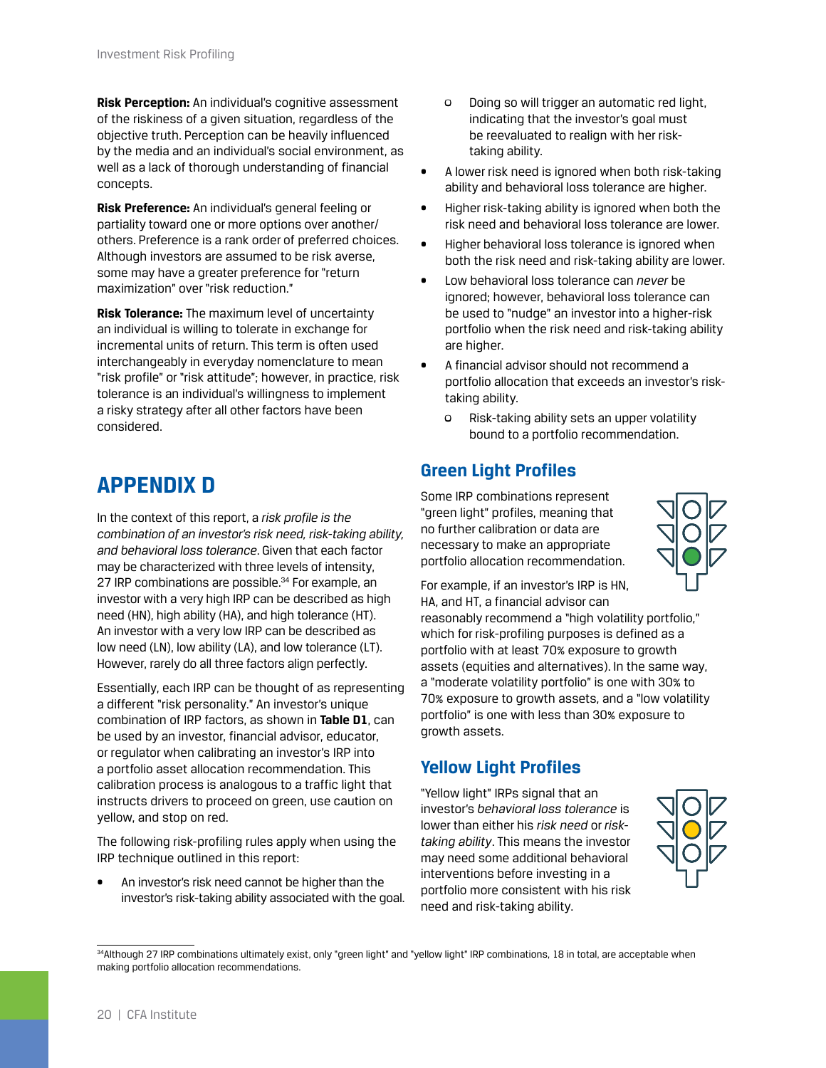**Risk Perception:** An individual's cognitive assessment of the riskiness of a given situation, regardless of the objective truth. Perception can be heavily influenced by the media and an individual's social environment, as well as a lack of thorough understanding of financial concepts.

**Risk Preference:** An individual's general feeling or partiality toward one or more options over another/others. Preference is a rank order of preferred choices. Although investors are assumed to be risk averse, some may have a greater preference for "return maximization" over "risk reduction."

**Risk Tolerance:** The maximum level of uncertainty an individual is willing to tolerate in exchange for incremental units of return. This term is often used interchangeably in everyday nomenclature to mean "risk profile" or "risk attitude"; however, in practice, risk tolerance is an individual's willingness to implement a risky strategy after all other factors have been considered.

# APPENDIX D

In the context of this report, a *risk profile is the combination of an investor's risk need, risk-taking ability, and behavioral loss tolerance*. Given that each factor may be characterized with three levels of intensity, 27 IRP combinations are possible.[34] For example, an investor with a very high IRP can be described as high need (HN), high ability (HA), and high tolerance (HT). An investor with a very low IRP can be described as low need (LN), low ability (LA), and low tolerance (LT). However, rarely do all three factors align perfectly.

Essentially, each IRP can be thought of as representing a different "risk personality." An investor's unique combination of IRP factors, as shown in **Table D1**, can be used by an investor, financial advisor, educator, or regulator when calibrating an investor's IRP into a portfolio asset allocation recommendation. This calibration process is analogous to a traffic light that instructs drivers to proceed on green, use caution on yellow, and stop on red.

The following risk-profiling rules apply when using the IRP technique outlined in this report:

- An investor's risk need cannot be higher than the investor's risk-taking ability associated with the goal.
  - Doing so will trigger an automatic red light, indicating that the investor's goal must be reevaluated to realign with her risk-taking ability.
- A lower risk need is ignored when both risk-taking ability and behavioral loss tolerance are higher.
- Higher risk-taking ability is ignored when both the risk need and behavioral loss tolerance are lower.
- Higher behavioral loss tolerance is ignored when both the risk need and risk-taking ability are lower.
- Low behavioral loss tolerance can *never* be ignored; however, behavioral loss tolerance can be used to "nudge" an investor into a higher-risk portfolio when the risk need and risk-taking ability are higher.
- A financial advisor should not recommend a portfolio allocation that exceeds an investor's risk-taking ability.
  - Risk-taking ability sets an upper volatility bound to a portfolio recommendation.

## Green Light Profiles

Some IRP combinations represent "green light" profiles, meaning that no further calibration or data are necessary to make an appropriate portfolio allocation recommendation.

For example, if an investor's IRP is HN, HA, and HT, a financial advisor can reasonably recommend a "high volatility portfolio," which for risk-profiling purposes is defined as a portfolio with at least 70% exposure to growth assets (equities and alternatives). In the same way, a "moderate volatility portfolio" is one with 30% to 70% exposure to growth assets, and a "low volatility portfolio" is one with less than 30% exposure to growth assets.

## Yellow Light Profiles

"Yellow light" IRPs signal that an investor's *behavioral loss tolerance* is lower than either his *risk need* or *risk-taking ability*. This means the investor may need some additional behavioral interventions before investing in a portfolio more consistent with his risk need and risk-taking ability.

[34] Although 27 IRP combinations ultimately exist, only "green light" and "yellow light" IRP combinations, 18 in total, are acceptable when making portfolio allocation recommendations.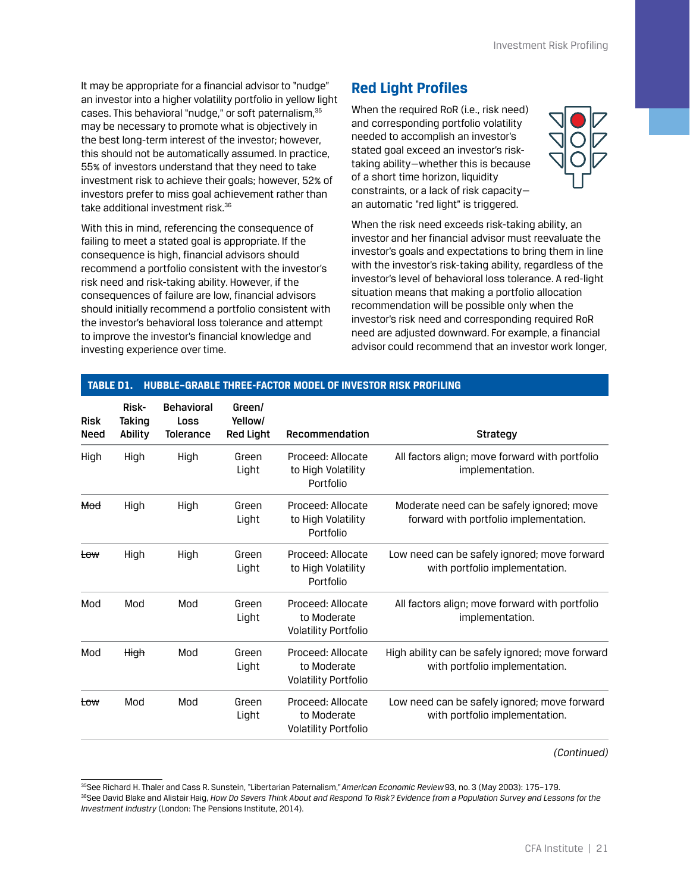It may be appropriate for a financial advisor to "nudge" an investor into a higher volatility portfolio in yellow light cases. This behavioral "nudge," or soft paternalism,[35] may be necessary to promote what is objectively in the best long-term interest of the investor; however, this should not be automatically assumed. In practice, 55% of investors understand that they need to take investment risk to achieve their goals; however, 52% of investors prefer to miss goal achievement rather than take additional investment risk.[36]

With this in mind, referencing the consequence of failing to meet a stated goal is appropriate. If the consequence is high, financial advisors should recommend a portfolio consistent with the investor's risk need and risk-taking ability. However, if the consequences of failure are low, financial advisors should initially recommend a portfolio consistent with the investor's behavioral loss tolerance and attempt to improve the investor's financial knowledge and investing experience over time.

## Red Light Profiles

When the required RoR (i.e., risk need) and corresponding portfolio volatility needed to accomplish an investor's stated goal exceed an investor's risk-taking ability—whether this is because of a short time horizon, liquidity constraints, or a lack of risk capacity—an automatic "red light" is triggered.

When the risk need exceeds risk-taking ability, an investor and her financial advisor must reevaluate the investor's goals and expectations to bring them in line with the investor's risk-taking ability, regardless of the investor's level of behavioral loss tolerance. A red-light situation means that making a portfolio allocation recommendation will be possible only when the investor's risk need and corresponding required RoR need are adjusted downward. For example, a financial advisor could recommend that an investor work longer,

**TABLE D1. HUBBLE-GRABLE THREE-FACTOR MODEL OF INVESTOR RISK PROFILING**

| Risk Need | Risk-Taking Ability | Behavioral Loss Tolerance | Green/ Yellow/ Red Light | Recommendation | Strategy |
|---|---|---|---|---|---|
| High | High | High | Green Light | Proceed: Allocate to High Volatility Portfolio | All factors align; move forward with portfolio implementation. |
| ~~Mod~~ | High | High | Green Light | Proceed: Allocate to High Volatility Portfolio | Moderate need can be safely ignored; move forward with portfolio implementation. |
| ~~Low~~ | High | High | Green Light | Proceed: Allocate to High Volatility Portfolio | Low need can be safely ignored; move forward with portfolio implementation. |
| Mod | Mod | Mod | Green Light | Proceed: Allocate to Moderate Volatility Portfolio | All factors align; move forward with portfolio implementation. |
| Mod | ~~High~~ | Mod | Green Light | Proceed: Allocate to Moderate Volatility Portfolio | High ability can be safely ignored; move forward with portfolio implementation. |
| ~~Low~~ | Mod | Mod | Green Light | Proceed: Allocate to Moderate Volatility Portfolio | Low need can be safely ignored; move forward with portfolio implementation. |

*(Continued)*

[35] See Richard H. Thaler and Cass R. Sunstein, "Libertarian Paternalism," *American Economic Review* 93, no. 3 (May 2003): 175–179.

[36] See David Blake and Alistair Haig, *How Do Savers Think About and Respond To Risk? Evidence from a Population Survey and Lessons for the Investment Industry* (London: The Pensions Institute, 2014).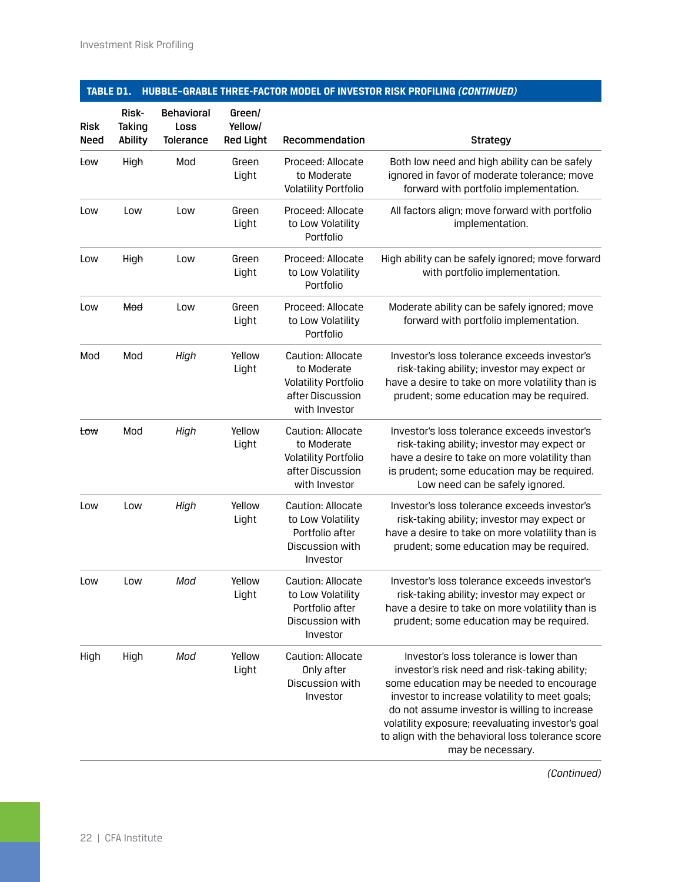**TABLE D1. HUBBLE–GRABLE THREE-FACTOR MODEL OF INVESTOR RISK PROFILING *(CONTINUED)***

| Risk Need | Risk-Taking Ability | Behavioral Loss Tolerance | Green/ Yellow/ Red Light | Recommendation | Strategy |
|---|---|---|---|---|---|
| ~~Low~~ | ~~High~~ | Mod | Green Light | Proceed: Allocate to Moderate Volatility Portfolio | Both low need and high ability can be safely ignored in favor of moderate tolerance; move forward with portfolio implementation. |
| Low | Low | Low | Green Light | Proceed: Allocate to Low Volatility Portfolio | All factors align; move forward with portfolio implementation. |
| Low | ~~High~~ | Low | Green Light | Proceed: Allocate to Low Volatility Portfolio | High ability can be safely ignored; move forward with portfolio implementation. |
| Low | ~~Mod~~ | Low | Green Light | Proceed: Allocate to Low Volatility Portfolio | Moderate ability can be safely ignored; move forward with portfolio implementation. |
| Mod | Mod | *High* | Yellow Light | Caution: Allocate to Moderate Volatility Portfolio after Discussion with Investor | Investor's loss tolerance exceeds investor's risk-taking ability; investor may expect or have a desire to take on more volatility than is prudent; some education may be required. |
| ~~Low~~ | Mod | *High* | Yellow Light | Caution: Allocate to Moderate Volatility Portfolio after Discussion with Investor | Investor's loss tolerance exceeds investor's risk-taking ability; investor may expect or have a desire to take on more volatility than is prudent; some education may be required. Low need can be safely ignored. |
| Low | Low | *High* | Yellow Light | Caution: Allocate to Low Volatility Portfolio after Discussion with Investor | Investor's loss tolerance exceeds investor's risk-taking ability; investor may expect or have a desire to take on more volatility than is prudent; some education may be required. |
| Low | Low | *Mod* | Yellow Light | Caution: Allocate to Low Volatility Portfolio after Discussion with Investor | Investor's loss tolerance exceeds investor's risk-taking ability; investor may expect or have a desire to take on more volatility than is prudent; some education may be required. |
| High | High | *Mod* | Yellow Light | Caution: Allocate Only after Discussion with Investor | Investor's loss tolerance is lower than investor's risk need and risk-taking ability; some education may be needed to encourage investor to increase volatility to meet goals; do not assume investor is willing to increase volatility exposure; reevaluating investor's goal to align with the behavioral loss tolerance score may be necessary. |

*(Continued)*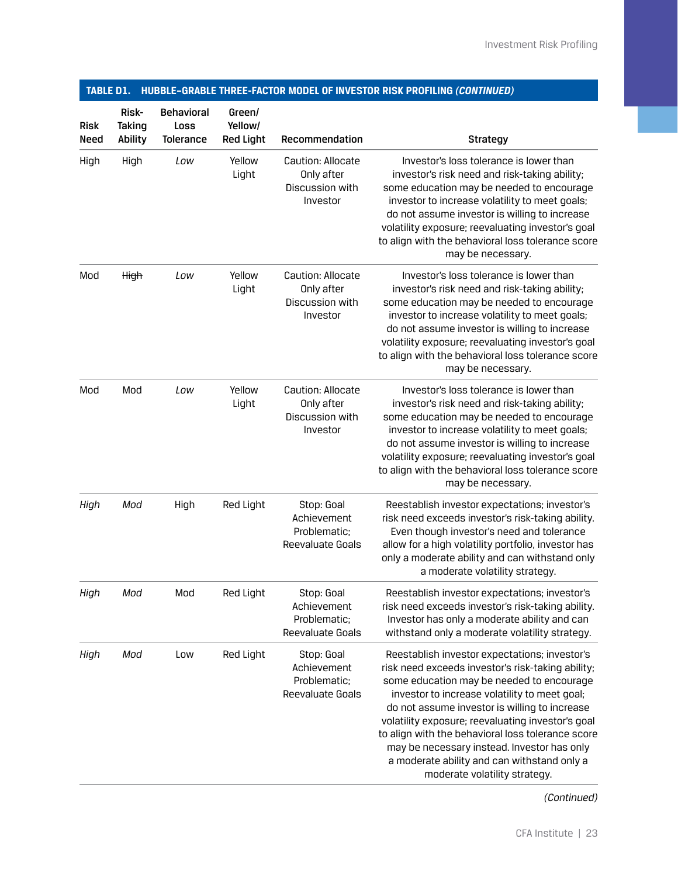**TABLE D1. HUBBLE–GRABLE THREE-FACTOR MODEL OF INVESTOR RISK PROFILING *(CONTINUED)***

| Risk Need | Risk-Taking Ability | Behavioral Loss Tolerance | Green/ Yellow/ Red Light | Recommendation | Strategy |
|---|---|---|---|---|---|
| High | High | *Low* | Yellow Light | Caution: Allocate Only after Discussion with Investor | Investor's loss tolerance is lower than investor's risk need and risk-taking ability; some education may be needed to encourage investor to increase volatility to meet goals; do not assume investor is willing to increase volatility exposure; reevaluating investor's goal to align with the behavioral loss tolerance score may be necessary. |
| Mod | ~~High~~ | *Low* | Yellow Light | Caution: Allocate Only after Discussion with Investor | Investor's loss tolerance is lower than investor's risk need and risk-taking ability; some education may be needed to encourage investor to increase volatility to meet goals; do not assume investor is willing to increase volatility exposure; reevaluating investor's goal to align with the behavioral loss tolerance score may be necessary. |
| Mod | Mod | *Low* | Yellow Light | Caution: Allocate Only after Discussion with Investor | Investor's loss tolerance is lower than investor's risk need and risk-taking ability; some education may be needed to encourage investor to increase volatility to meet goals; do not assume investor is willing to increase volatility exposure; reevaluating investor's goal to align with the behavioral loss tolerance score may be necessary. |
| *High* | *Mod* | High | Red Light | Stop: Goal Achievement Problematic; Reevaluate Goals | Reestablish investor expectations; investor's risk need exceeds investor's risk-taking ability. Even though investor's need and tolerance allow for a high volatility portfolio, investor has only a moderate ability and can withstand only a moderate volatility strategy. |
| *High* | *Mod* | Mod | Red Light | Stop: Goal Achievement Problematic; Reevaluate Goals | Reestablish investor expectations; investor's risk need exceeds investor's risk-taking ability. Investor has only a moderate ability and can withstand only a moderate volatility strategy. |
| *High* | *Mod* | Low | Red Light | Stop: Goal Achievement Problematic; Reevaluate Goals | Reestablish investor expectations; investor's risk need exceeds investor's risk-taking ability; some education may be needed to encourage investor to increase volatility to meet goal; do not assume investor is willing to increase volatility exposure; reevaluating investor's goal to align with the behavioral loss tolerance score may be necessary instead. Investor has only a moderate ability and can withstand only a moderate volatility strategy. |

*(Continued)*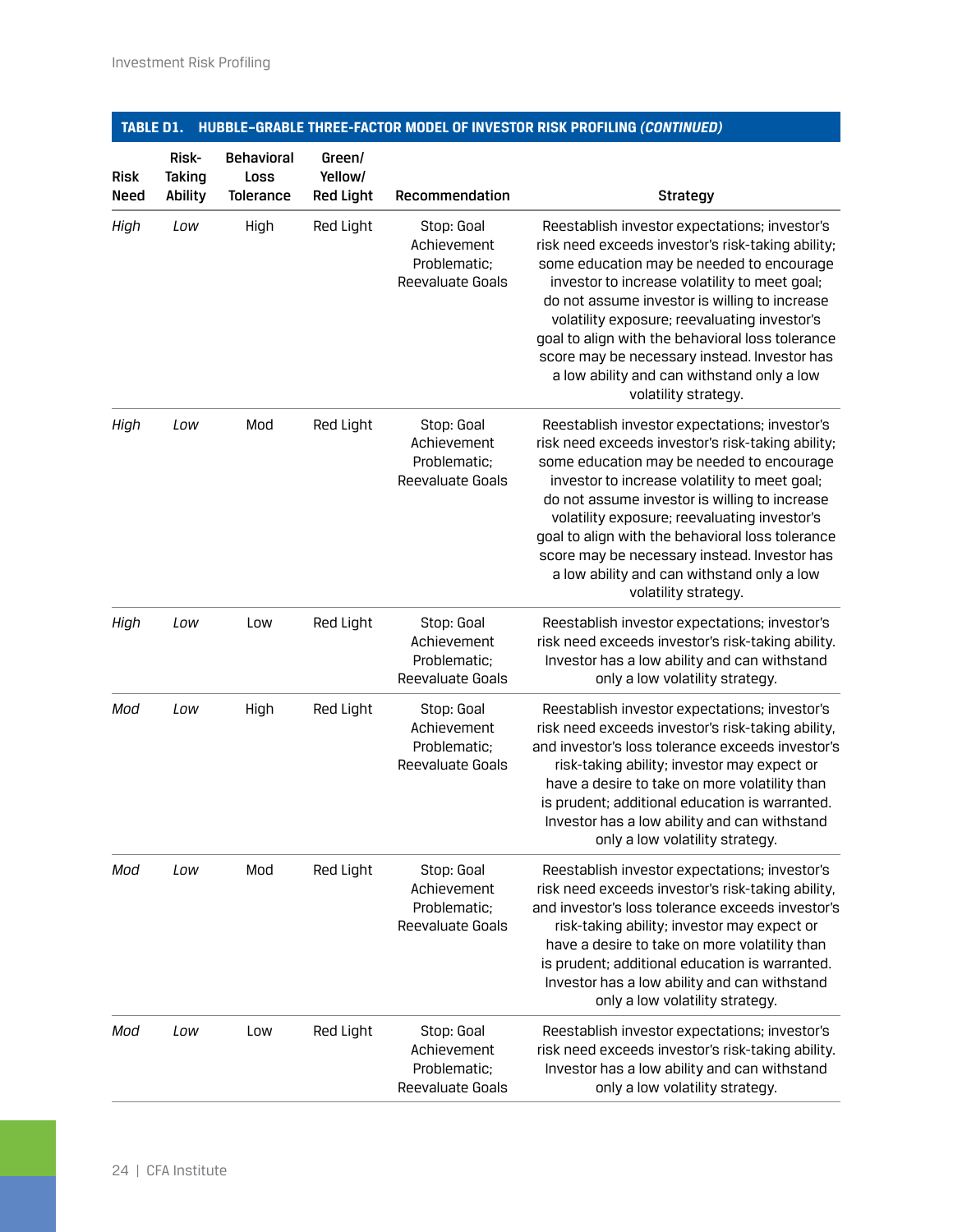**TABLE D1. HUBBLE-GRABLE THREE-FACTOR MODEL OF INVESTOR RISK PROFILING *(CONTINUED)***

| Risk Need | Risk-Taking Ability | Behavioral Loss Tolerance | Green/ Yellow/ Red Light | Recommendation | Strategy |
|---|---|---|---|---|---|
| *High* | *Low* | High | Red Light | Stop: Goal Achievement Problematic; Reevaluate Goals | Reestablish investor expectations; investor's risk need exceeds investor's risk-taking ability; some education may be needed to encourage investor to increase volatility to meet goal; do not assume investor is willing to increase volatility exposure; reevaluating investor's goal to align with the behavioral loss tolerance score may be necessary instead. Investor has a low ability and can withstand only a low volatility strategy. |
| *High* | *Low* | Mod | Red Light | Stop: Goal Achievement Problematic; Reevaluate Goals | Reestablish investor expectations; investor's risk need exceeds investor's risk-taking ability; some education may be needed to encourage investor to increase volatility to meet goal; do not assume investor is willing to increase volatility exposure; reevaluating investor's goal to align with the behavioral loss tolerance score may be necessary instead. Investor has a low ability and can withstand only a low volatility strategy. |
| *High* | *Low* | Low | Red Light | Stop: Goal Achievement Problematic; Reevaluate Goals | Reestablish investor expectations; investor's risk need exceeds investor's risk-taking ability. Investor has a low ability and can withstand only a low volatility strategy. |
| *Mod* | *Low* | High | Red Light | Stop: Goal Achievement Problematic; Reevaluate Goals | Reestablish investor expectations; investor's risk need exceeds investor's risk-taking ability, and investor's loss tolerance exceeds investor's risk-taking ability; investor may expect or have a desire to take on more volatility than is prudent; additional education is warranted. Investor has a low ability and can withstand only a low volatility strategy. |
| *Mod* | *Low* | Mod | Red Light | Stop: Goal Achievement Problematic; Reevaluate Goals | Reestablish investor expectations; investor's risk need exceeds investor's risk-taking ability, and investor's loss tolerance exceeds investor's risk-taking ability; investor may expect or have a desire to take on more volatility than is prudent; additional education is warranted. Investor has a low ability and can withstand only a low volatility strategy. |
| *Mod* | *Low* | Low | Red Light | Stop: Goal Achievement Problematic; Reevaluate Goals | Reestablish investor expectations; investor's risk need exceeds investor's risk-taking ability. Investor has a low ability and can withstand only a low volatility strategy. |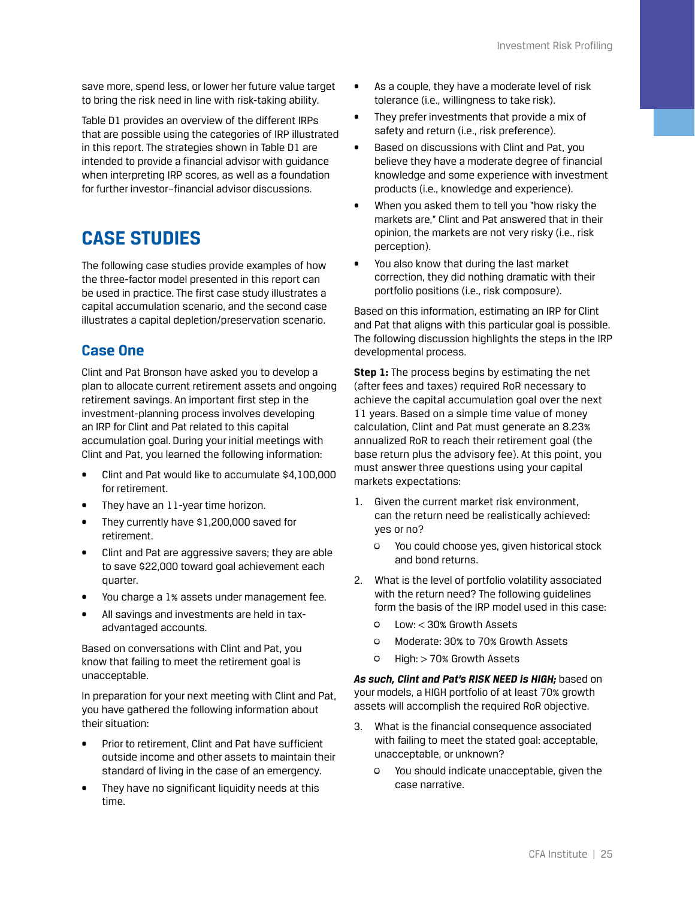save more, spend less, or lower her future value target to bring the risk need in line with risk-taking ability.

Table D1 provides an overview of the different IRPs that are possible using the categories of IRP illustrated in this report. The strategies shown in Table D1 are intended to provide a financial advisor with guidance when interpreting IRP scores, as well as a foundation for further investor–financial advisor discussions.

# CASE STUDIES

The following case studies provide examples of how the three-factor model presented in this report can be used in practice. The first case study illustrates a capital accumulation scenario, and the second case illustrates a capital depletion/preservation scenario.

## Case One

Clint and Pat Bronson have asked you to develop a plan to allocate current retirement assets and ongoing retirement savings. An important first step in the investment-planning process involves developing an IRP for Clint and Pat related to this capital accumulation goal. During your initial meetings with Clint and Pat, you learned the following information:

- Clint and Pat would like to accumulate $4,100,000 for retirement.
- They have an 11-year time horizon.
- They currently have $1,200,000 saved for retirement.
- Clint and Pat are aggressive savers; they are able to save $22,000 toward goal achievement each quarter.
- You charge a 1% assets under management fee.
- All savings and investments are held in tax-advantaged accounts.

Based on conversations with Clint and Pat, you know that failing to meet the retirement goal is unacceptable.

In preparation for your next meeting with Clint and Pat, you have gathered the following information about their situation:

- Prior to retirement, Clint and Pat have sufficient outside income and other assets to maintain their standard of living in the case of an emergency.
- They have no significant liquidity needs at this time.
- As a couple, they have a moderate level of risk tolerance (i.e., willingness to take risk).
- They prefer investments that provide a mix of safety and return (i.e., risk preference).
- Based on discussions with Clint and Pat, you believe they have a moderate degree of financial knowledge and some experience with investment products (i.e., knowledge and experience).
- When you asked them to tell you "how risky the markets are," Clint and Pat answered that in their opinion, the markets are not very risky (i.e., risk perception).
- You also know that during the last market correction, they did nothing dramatic with their portfolio positions (i.e., risk composure).

Based on this information, estimating an IRP for Clint and Pat that aligns with this particular goal is possible. The following discussion highlights the steps in the IRP developmental process.

**Step 1:** The process begins by estimating the net (after fees and taxes) required RoR necessary to achieve the capital accumulation goal over the next 11 years. Based on a simple time value of money calculation, Clint and Pat must generate an 8.23% annualized RoR to reach their retirement goal (the base return plus the advisory fee). At this point, you must answer three questions using your capital markets expectations:

1. Given the current market risk environment, can the return need be realistically achieved: yes or no?
   - You could choose yes, given historical stock and bond returns.
2. What is the level of portfolio volatility associated with the return need? The following guidelines form the basis of the IRP model used in this case:
   - Low: < 30% Growth Assets
   - Moderate: 30% to 70% Growth Assets
   - High: > 70% Growth Assets

***As such, Clint and Pat's RISK NEED is HIGH;*** based on your models, a HIGH portfolio of at least 70% growth assets will accomplish the required RoR objective.

3. What is the financial consequence associated with failing to meet the stated goal: acceptable, unacceptable, or unknown?
   - You should indicate unacceptable, given the case narrative.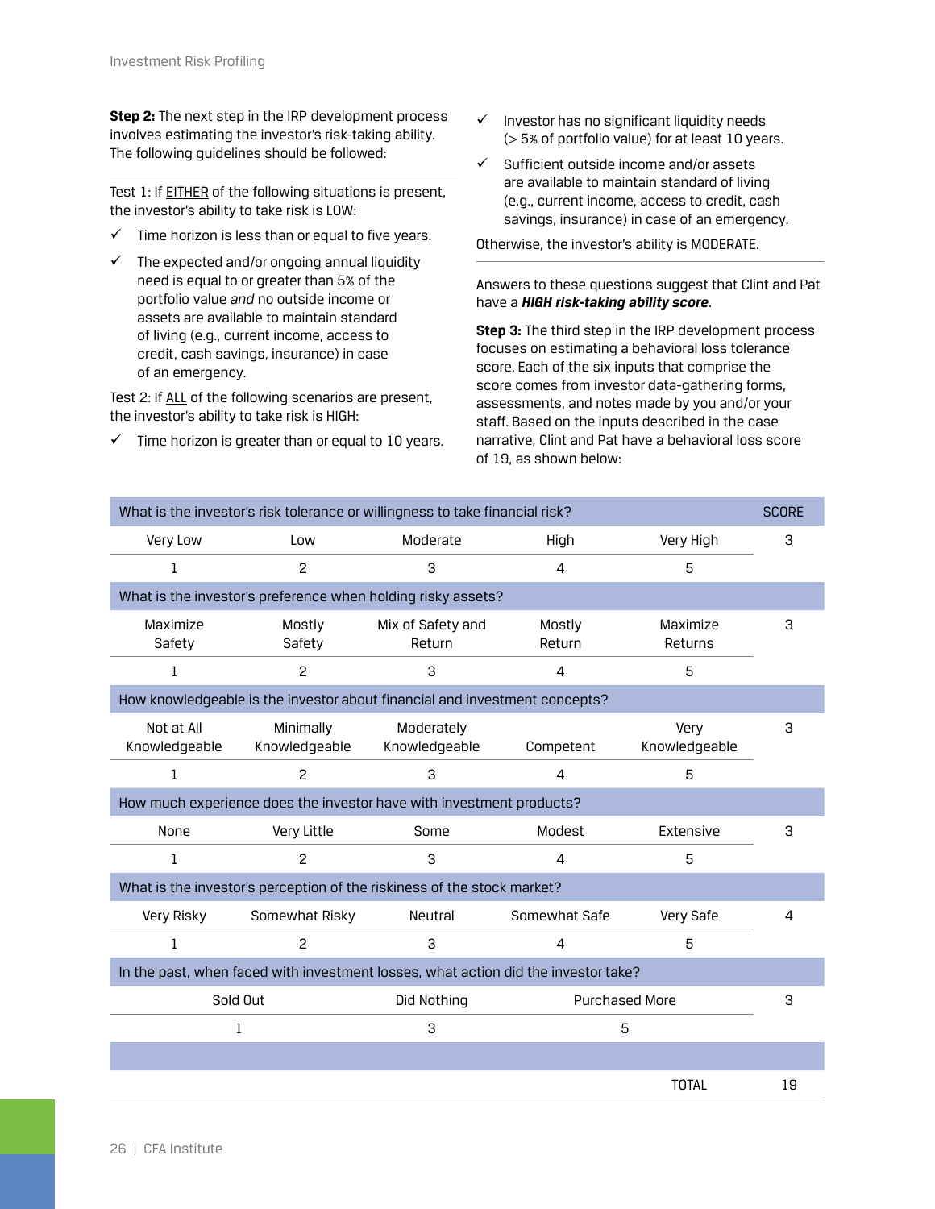**Step 2:** The next step in the IRP development process involves estimating the investor's risk-taking ability. The following guidelines should be followed:

Test 1: If EITHER of the following situations is present, the investor's ability to take risk is LOW:

- ✓ Time horizon is less than or equal to five years.
- ✓ The expected and/or ongoing annual liquidity need is equal to or greater than 5% of the portfolio value *and* no outside income or assets are available to maintain standard of living (e.g., current income, access to credit, cash savings, insurance) in case of an emergency.

Test 2: If ALL of the following scenarios are present, the investor's ability to take risk is HIGH:

- ✓ Time horizon is greater than or equal to 10 years.
- ✓ Investor has no significant liquidity needs (> 5% of portfolio value) for at least 10 years.
- ✓ Sufficient outside income and/or assets are available to maintain standard of living (e.g., current income, access to credit, cash savings, insurance) in case of an emergency.

Otherwise, the investor's ability is MODERATE.

Answers to these questions suggest that Clint and Pat have a ***HIGH risk-taking ability score***.

**Step 3:** The third step in the IRP development process focuses on estimating a behavioral loss tolerance score. Each of the six inputs that comprise the score comes from investor data-gathering forms, assessments, and notes made by you and/or your staff. Based on the inputs described in the case narrative, Clint and Pat have a behavioral loss score of 19, as shown below:

| What is the investor's risk tolerance or willingness to take financial risk? | | | | | SCORE |
|---|---|---|---|---|---|
| Very Low | Low | Moderate | High | Very High | 3 |
| 1 | 2 | 3 | 4 | 5 | |
| **What is the investor's preference when holding risky assets?** | | | | | |
| Maximize Safety | Mostly Safety | Mix of Safety and Return | Mostly Return | Maximize Returns | 3 |
| 1 | 2 | 3 | 4 | 5 | |
| **How knowledgeable is the investor about financial and investment concepts?** | | | | | |
| Not at All Knowledgeable | Minimally Knowledgeable | Moderately Knowledgeable | Competent | Very Knowledgeable | 3 |
| 1 | 2 | 3 | 4 | 5 | |
| **How much experience does the investor have with investment products?** | | | | | |
| None | Very Little | Some | Modest | Extensive | 3 |
| 1 | 2 | 3 | 4 | 5 | |
| **What is the investor's perception of the riskiness of the stock market?** | | | | | |
| Very Risky | Somewhat Risky | Neutral | Somewhat Safe | Very Safe | 4 |
| 1 | 2 | 3 | 4 | 5 | |
| **In the past, when faced with investment losses, what action did the investor take?** | | | | | |
| Sold Out | | Did Nothing | | Purchased More | 3 |
| 1 | | 3 | | 5 | |
| | | | | TOTAL | 19 |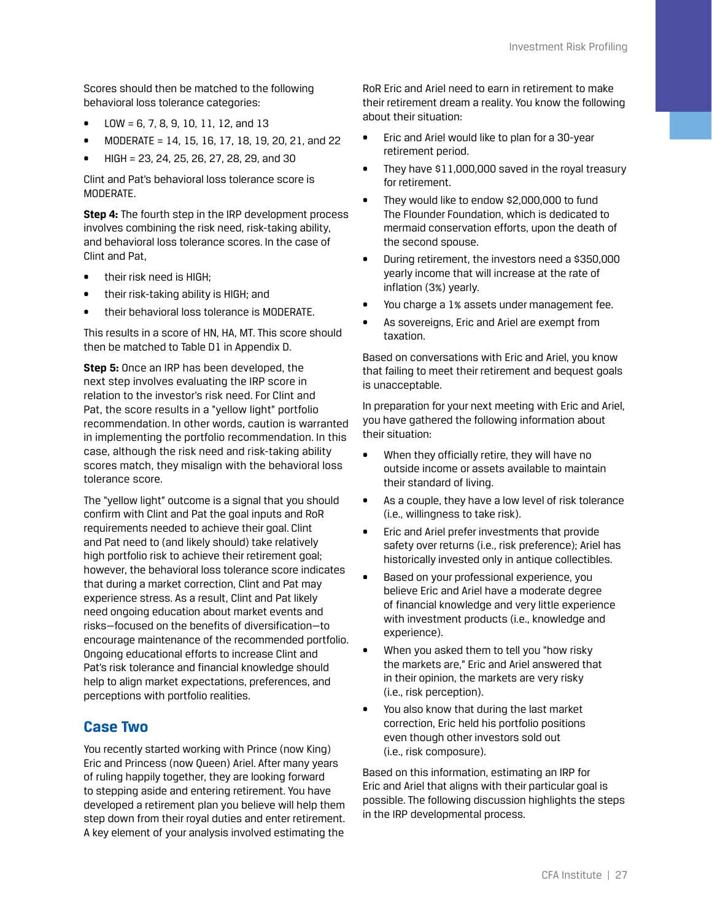Scores should then be matched to the following behavioral loss tolerance categories:

- LOW = 6, 7, 8, 9, 10, 11, 12, and 13
- MODERATE = 14, 15, 16, 17, 18, 19, 20, 21, and 22
- HIGH = 23, 24, 25, 26, 27, 28, 29, and 30

Clint and Pat's behavioral loss tolerance score is MODERATE.

**Step 4:** The fourth step in the IRP development process involves combining the risk need, risk-taking ability, and behavioral loss tolerance scores. In the case of Clint and Pat,

- their risk need is HIGH;
- their risk-taking ability is HIGH; and
- their behavioral loss tolerance is MODERATE.

This results in a score of HN, HA, MT. This score should then be matched to Table D1 in Appendix D.

**Step 5:** Once an IRP has been developed, the next step involves evaluating the IRP score in relation to the investor's risk need. For Clint and Pat, the score results in a "yellow light" portfolio recommendation. In other words, caution is warranted in implementing the portfolio recommendation. In this case, although the risk need and risk-taking ability scores match, they misalign with the behavioral loss tolerance score.

The "yellow light" outcome is a signal that you should confirm with Clint and Pat the goal inputs and RoR requirements needed to achieve their goal. Clint and Pat need to (and likely should) take relatively high portfolio risk to achieve their retirement goal; however, the behavioral loss tolerance score indicates that during a market correction, Clint and Pat may experience stress. As a result, Clint and Pat likely need ongoing education about market events and risks—focused on the benefits of diversification—to encourage maintenance of the recommended portfolio. Ongoing educational efforts to increase Clint and Pat's risk tolerance and financial knowledge should help to align market expectations, preferences, and perceptions with portfolio realities.

## Case Two

You recently started working with Prince (now King) Eric and Princess (now Queen) Ariel. After many years of ruling happily together, they are looking forward to stepping aside and entering retirement. You have developed a retirement plan you believe will help them step down from their royal duties and enter retirement. A key element of your analysis involved estimating the RoR Eric and Ariel need to earn in retirement to make their retirement dream a reality. You know the following about their situation:

- Eric and Ariel would like to plan for a 30-year retirement period.
- They have $11,000,000 saved in the royal treasury for retirement.
- They would like to endow $2,000,000 to fund The Flounder Foundation, which is dedicated to mermaid conservation efforts, upon the death of the second spouse.
- During retirement, the investors need a $350,000 yearly income that will increase at the rate of inflation (3%) yearly.
- You charge a 1% assets under management fee.
- As sovereigns, Eric and Ariel are exempt from taxation.

Based on conversations with Eric and Ariel, you know that failing to meet their retirement and bequest goals is unacceptable.

In preparation for your next meeting with Eric and Ariel, you have gathered the following information about their situation:

- When they officially retire, they will have no outside income or assets available to maintain their standard of living.
- As a couple, they have a low level of risk tolerance (i.e., willingness to take risk).
- Eric and Ariel prefer investments that provide safety over returns (i.e., risk preference); Ariel has historically invested only in antique collectibles.
- Based on your professional experience, you believe Eric and Ariel have a moderate degree of financial knowledge and very little experience with investment products (i.e., knowledge and experience).
- When you asked them to tell you "how risky the markets are," Eric and Ariel answered that in their opinion, the markets are very risky (i.e., risk perception).
- You also know that during the last market correction, Eric held his portfolio positions even though other investors sold out (i.e., risk composure).

Based on this information, estimating an IRP for Eric and Ariel that aligns with their particular goal is possible. The following discussion highlights the steps in the IRP developmental process.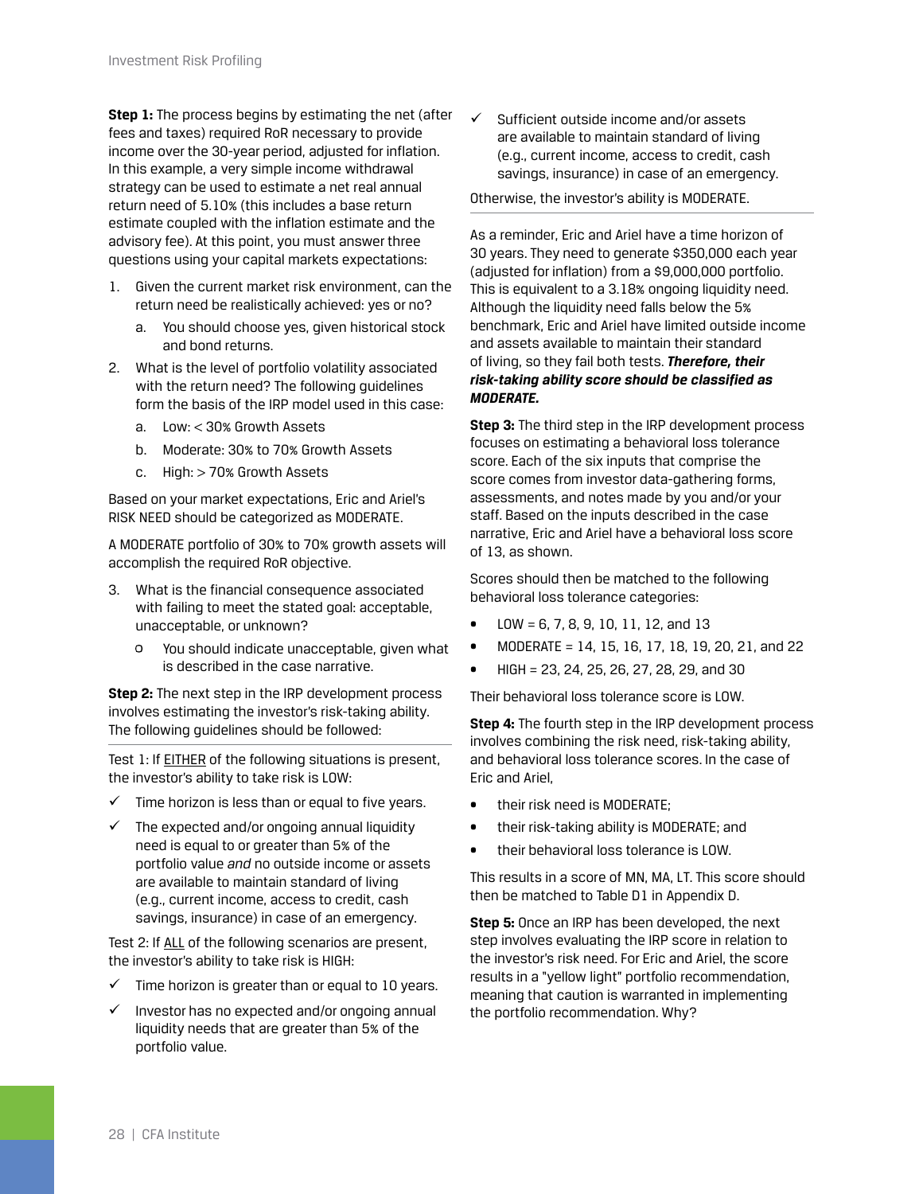**Step 1:** The process begins by estimating the net (after fees and taxes) required RoR necessary to provide income over the 30-year period, adjusted for inflation. In this example, a very simple income withdrawal strategy can be used to estimate a net real annual return need of 5.10% (this includes a base return estimate coupled with the inflation estimate and the advisory fee). At this point, you must answer three questions using your capital markets expectations:

1. Given the current market risk environment, can the return need be realistically achieved: yes or no?
   a. You should choose yes, given historical stock and bond returns.
2. What is the level of portfolio volatility associated with the return need? The following guidelines form the basis of the IRP model used in this case:
   a. Low: < 30% Growth Assets
   b. Moderate: 30% to 70% Growth Assets
   c. High: > 70% Growth Assets

Based on your market expectations, Eric and Ariel's RISK NEED should be categorized as MODERATE.

A MODERATE portfolio of 30% to 70% growth assets will accomplish the required RoR objective.

3. What is the financial consequence associated with failing to meet the stated goal: acceptable, unacceptable, or unknown?
   - You should indicate unacceptable, given what is described in the case narrative.

**Step 2:** The next step in the IRP development process involves estimating the investor's risk-taking ability. The following guidelines should be followed:

---

Test 1: If EITHER of the following situations is present, the investor's ability to take risk is LOW:

- ✓ Time horizon is less than or equal to five years.
- ✓ The expected and/or ongoing annual liquidity need is equal to or greater than 5% of the portfolio value *and* no outside income or assets are available to maintain standard of living (e.g., current income, access to credit, cash savings, insurance) in case of an emergency.

Test 2: If ALL of the following scenarios are present, the investor's ability to take risk is HIGH:

- ✓ Time horizon is greater than or equal to 10 years.
- ✓ Investor has no expected and/or ongoing annual liquidity needs that are greater than 5% of the portfolio value.
- ✓ Sufficient outside income and/or assets are available to maintain standard of living (e.g., current income, access to credit, cash savings, insurance) in case of an emergency.

Otherwise, the investor's ability is MODERATE.

---

As a reminder, Eric and Ariel have a time horizon of 30 years. They need to generate $350,000 each year (adjusted for inflation) from a $9,000,000 portfolio. This is equivalent to a 3.18% ongoing liquidity need. Although the liquidity need falls below the 5% benchmark, Eric and Ariel have limited outside income and assets available to maintain their standard of living, so they fail both tests. ***Therefore, their risk-taking ability score should be classified as MODERATE.***

**Step 3:** The third step in the IRP development process focuses on estimating a behavioral loss tolerance score. Each of the six inputs that comprise the score comes from investor data-gathering forms, assessments, and notes made by you and/or your staff. Based on the inputs described in the case narrative, Eric and Ariel have a behavioral loss score of 13, as shown.

Scores should then be matched to the following behavioral loss tolerance categories:

- LOW = 6, 7, 8, 9, 10, 11, 12, and 13
- MODERATE = 14, 15, 16, 17, 18, 19, 20, 21, and 22
- HIGH = 23, 24, 25, 26, 27, 28, 29, and 30

Their behavioral loss tolerance score is LOW.

**Step 4:** The fourth step in the IRP development process involves combining the risk need, risk-taking ability, and behavioral loss tolerance scores. In the case of Eric and Ariel,

- their risk need is MODERATE;
- their risk-taking ability is MODERATE; and
- their behavioral loss tolerance is LOW.

This results in a score of MN, MA, LT. This score should then be matched to Table D1 in Appendix D.

**Step 5:** Once an IRP has been developed, the next step involves evaluating the IRP score in relation to the investor's risk need. For Eric and Ariel, the score results in a "yellow light" portfolio recommendation, meaning that caution is warranted in implementing the portfolio recommendation. Why?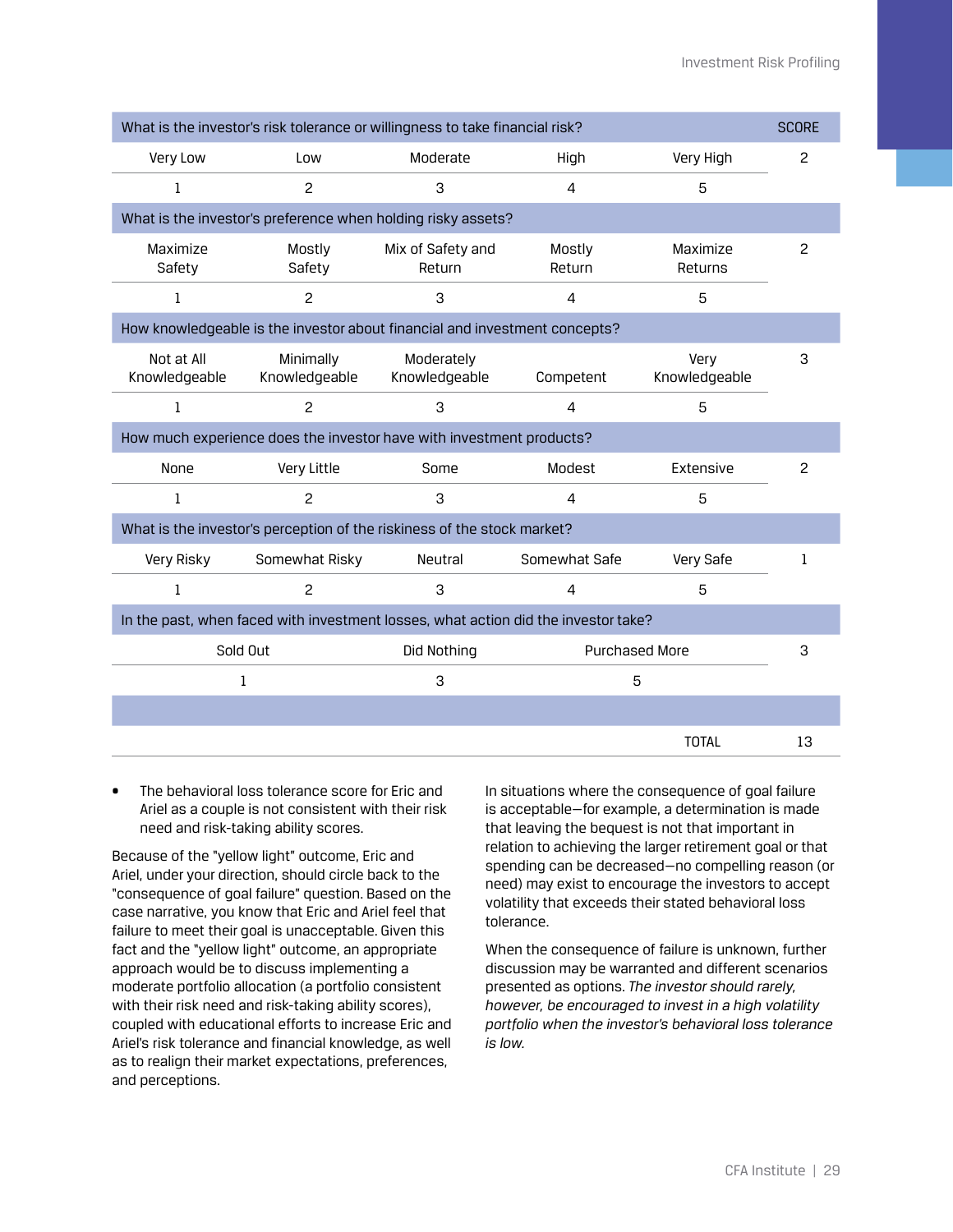| What is the investor's risk tolerance or willingness to take financial risk? | | | | | SCORE |
|---|---|---|---|---|---|
| Very Low | Low | Moderate | High | Very High | 2 |
| 1 | 2 | 3 | 4 | 5 | |
| **What is the investor's preference when holding risky assets?** | | | | | |
| Maximize Safety | Mostly Safety | Mix of Safety and Return | Mostly Return | Maximize Returns | 2 |
| 1 | 2 | 3 | 4 | 5 | |
| **How knowledgeable is the investor about financial and investment concepts?** | | | | | |
| Not at All Knowledgeable | Minimally Knowledgeable | Moderately Knowledgeable | Competent | Very Knowledgeable | 3 |
| 1 | 2 | 3 | 4 | 5 | |
| **How much experience does the investor have with investment products?** | | | | | |
| None | Very Little | Some | Modest | Extensive | 2 |
| 1 | 2 | 3 | 4 | 5 | |
| **What is the investor's perception of the riskiness of the stock market?** | | | | | |
| Very Risky | Somewhat Risky | Neutral | Somewhat Safe | Very Safe | 1 |
| 1 | 2 | 3 | 4 | 5 | |
| **In the past, when faced with investment losses, what action did the investor take?** | | | | | |
| Sold Out | | Did Nothing | | Purchased More | 3 |
| 1 | | 3 | | 5 | |
| | | | | TOTAL | 13 |

- The behavioral loss tolerance score for Eric and Ariel as a couple is not consistent with their risk need and risk-taking ability scores.

Because of the "yellow light" outcome, Eric and Ariel, under your direction, should circle back to the "consequence of goal failure" question. Based on the case narrative, you know that Eric and Ariel feel that failure to meet their goal is unacceptable. Given this fact and the "yellow light" outcome, an appropriate approach would be to discuss implementing a moderate portfolio allocation (a portfolio consistent with their risk need and risk-taking ability scores), coupled with educational efforts to increase Eric and Ariel's risk tolerance and financial knowledge, as well as to realign their market expectations, preferences, and perceptions.

In situations where the consequence of goal failure is acceptable—for example, a determination is made that leaving the bequest is not that important in relation to achieving the larger retirement goal or that spending can be decreased—no compelling reason (or need) may exist to encourage the investors to accept volatility that exceeds their stated behavioral loss tolerance.

When the consequence of failure is unknown, further discussion may be warranted and different scenarios presented as options. *The investor should rarely, however, be encouraged to invest in a high volatility portfolio when the investor's behavioral loss tolerance is low.*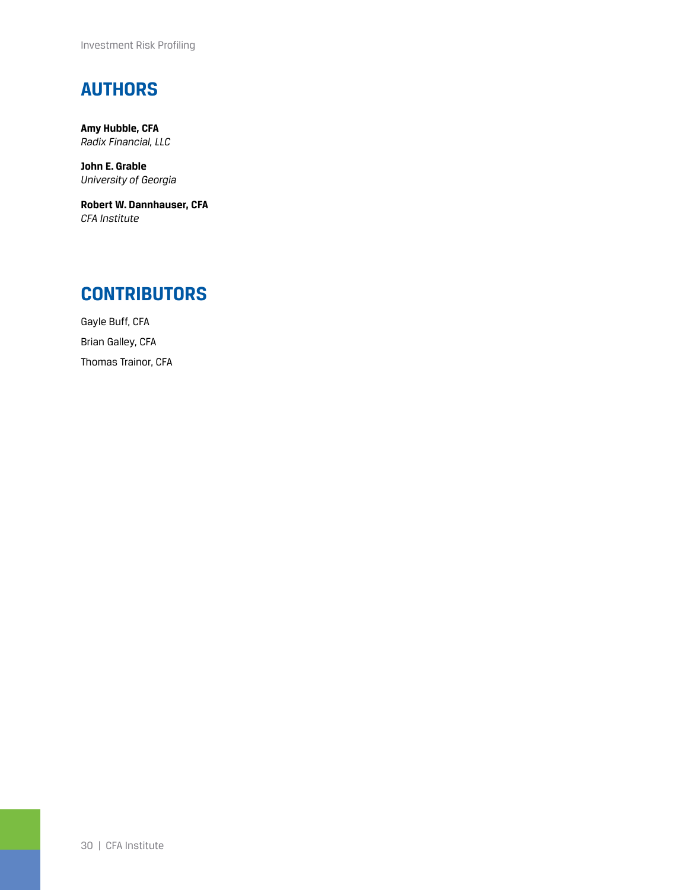## AUTHORS

**Amy Hubble, CFA**
*Radix Financial, LLC*

**John E. Grable**
*University of Georgia*

**Robert W. Dannhauser, CFA**
*CFA Institute*

## CONTRIBUTORS

Gayle Buff, CFA

Brian Galley, CFA

Thomas Trainor, CFA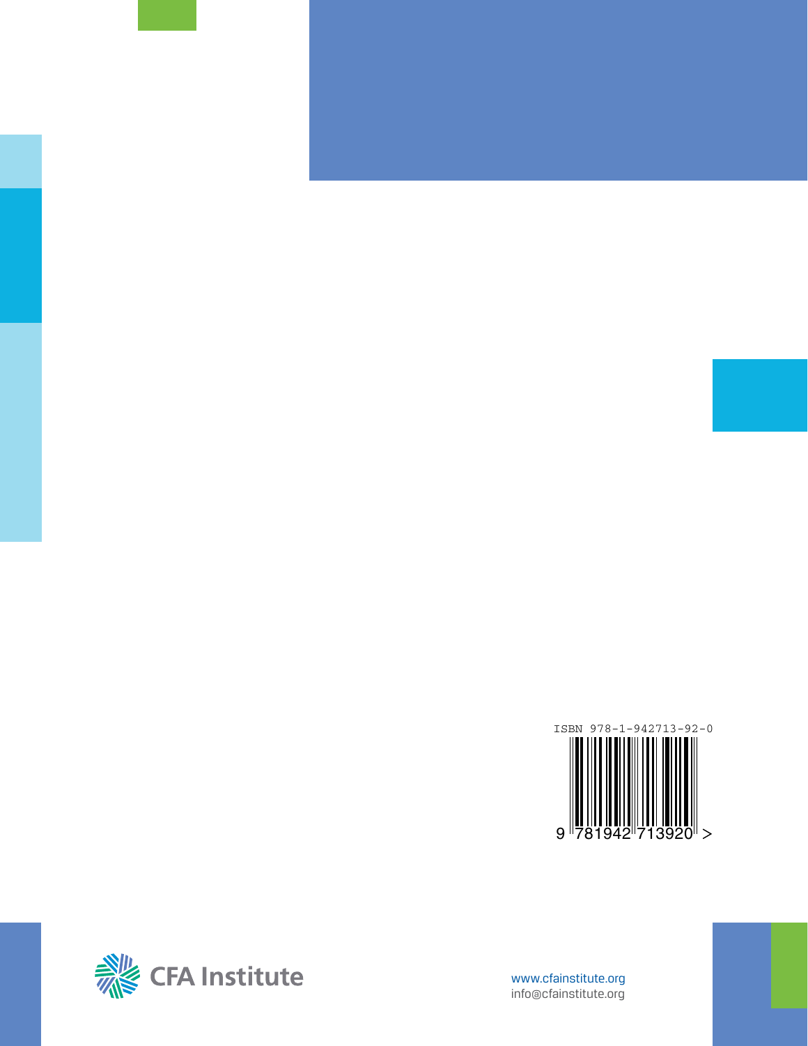ISBN 978-1-942713-92-0

9 781942 713920 >

CFA Institute

www.cfainstitute.org
info@cfainstitute.org